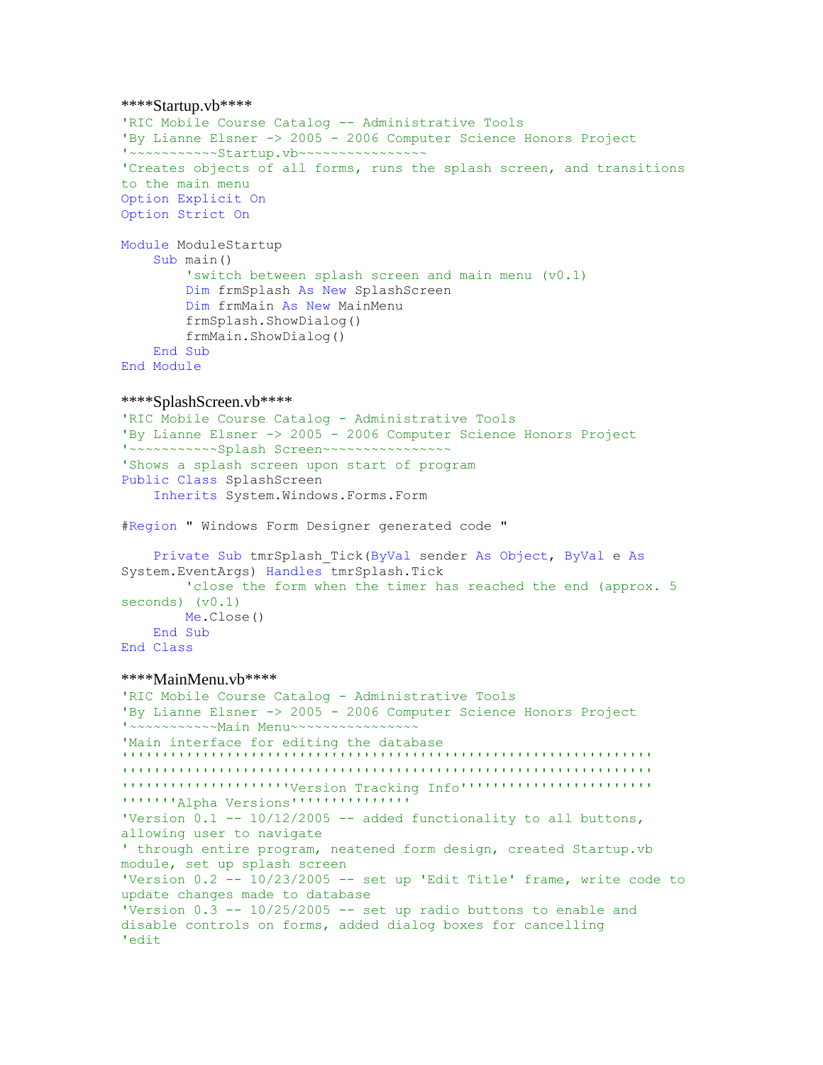****Startup.vb****

```
'RIC Mobile Course Catalog -- Administrative Tools
'By Lianne Elsner -> 2005 - 2006 Computer Science Honors Project
'~~~~~~~~~~~Startup.vb~~~~~~~~~~~~~~~~
'Creates objects of all forms, runs the splash screen, and transitions
to the main menu
Option Explicit On
Option Strict On

Module ModuleStartup
    Sub main()
        'switch between splash screen and main menu (v0.1)
        Dim frmSplash As New SplashScreen
        Dim frmMain As New MainMenu
        frmSplash.ShowDialog()
        frmMain.ShowDialog()
    End Sub
End Module
```

****SplashScreen.vb****

```
'RIC Mobile Course Catalog - Administrative Tools
'By Lianne Elsner -> 2005 - 2006 Computer Science Honors Project
'~~~~~~~~~~~Splash Screen~~~~~~~~~~~~~~~~
'Shows a splash screen upon start of program
Public Class SplashScreen
    Inherits System.Windows.Forms.Form

#Region " Windows Form Designer generated code "

    Private Sub tmrSplash_Tick(ByVal sender As Object, ByVal e As
System.EventArgs) Handles tmrSplash.Tick
        'close the form when the timer has reached the end (approx. 5
seconds) (v0.1)
        Me.Close()
    End Sub
End Class
```

****MainMenu.vb****

```
'RIC Mobile Course Catalog - Administrative Tools
'By Lianne Elsner -> 2005 - 2006 Computer Science Honors Project
'~~~~~~~~~~~Main Menu~~~~~~~~~~~~~~~~
'Main interface for editing the database
''''''''''''''''''''''''''''''''''''''''''''''''''''''''''''''''
''''''''''''''''''''''''''''''''''''''''''''''''''''''''''''''''
''''''''''''''''''''Version Tracking Info''''''''''''''''''''''
''''''Alpha Versions''''''''''''''
'Version 0.1 -- 10/12/2005 -- added functionality to all buttons,
allowing user to navigate
' through entire program, neatened form design, created Startup.vb
module, set up splash screen
'Version 0.2 -- 10/23/2005 -- set up 'Edit Title' frame, write code to
update changes made to database
'Version 0.3 -- 10/25/2005 -- set up radio buttons to enable and
disable controls on forms, added dialog boxes for cancelling
'edit
```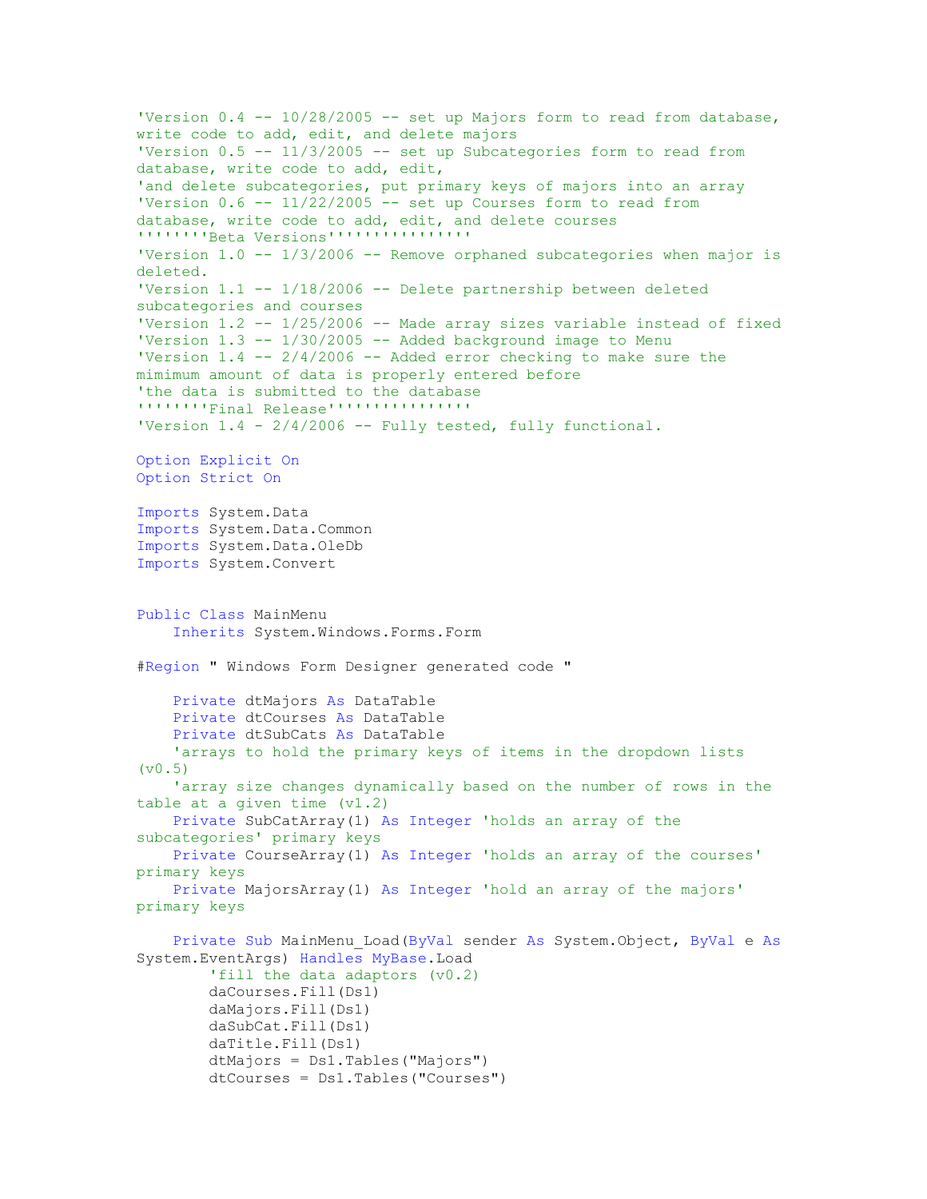```vb
'Version 0.4 -- 10/28/2005 -- set up Majors form to read from database,
write code to add, edit, and delete majors
'Version 0.5 -- 11/3/2005 -- set up Subcategories form to read from
database, write code to add, edit,
'and delete subcategories, put primary keys of majors into an array
'Version 0.6 -- 11/22/2005 -- set up Courses form to read from
database, write code to add, edit, and delete courses
'''''''Beta Versions''''''''''''''
'Version 1.0 -- 1/3/2006 -- Remove orphaned subcategories when major is
deleted.
'Version 1.1 -- 1/18/2006 -- Delete partnership between deleted
subcategories and courses
'Version 1.2 -- 1/25/2006 -- Made array sizes variable instead of fixed
'Version 1.3 -- 1/30/2005 -- Added background image to Menu
'Version 1.4 -- 2/4/2006 -- Added error checking to make sure the
mimimum amount of data is properly entered before
'the data is submitted to the database
'''''''Final Release''''''''''''''
'Version 1.4 - 2/4/2006 -- Fully tested, fully functional.

Option Explicit On
Option Strict On

Imports System.Data
Imports System.Data.Common
Imports System.Data.OleDb
Imports System.Convert


Public Class MainMenu
    Inherits System.Windows.Forms.Form

#Region " Windows Form Designer generated code "

    Private dtMajors As DataTable
    Private dtCourses As DataTable
    Private dtSubCats As DataTable
    'arrays to hold the primary keys of items in the dropdown lists
(v0.5)
    'array size changes dynamically based on the number of rows in the
table at a given time (v1.2)
    Private SubCatArray(1) As Integer 'holds an array of the
subcategories' primary keys
    Private CourseArray(1) As Integer 'holds an array of the courses'
primary keys
    Private MajorsArray(1) As Integer 'hold an array of the majors'
primary keys

    Private Sub MainMenu_Load(ByVal sender As System.Object, ByVal e As
System.EventArgs) Handles MyBase.Load
        'fill the data adaptors (v0.2)
        daCourses.Fill(Ds1)
        daMajors.Fill(Ds1)
        daSubCat.Fill(Ds1)
        daTitle.Fill(Ds1)
        dtMajors = Ds1.Tables("Majors")
        dtCourses = Ds1.Tables("Courses")
```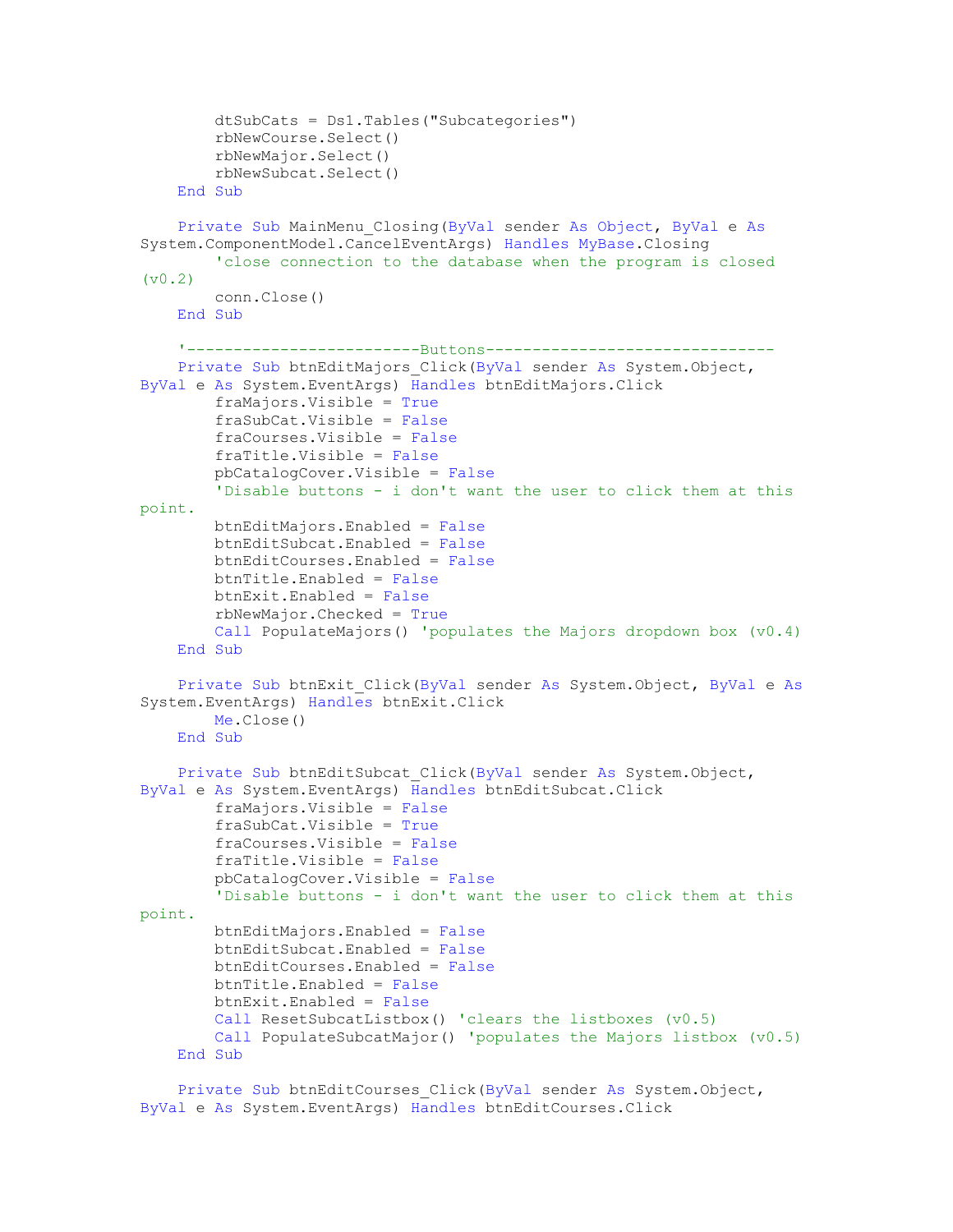```
        dtSubCats = Ds1.Tables("Subcategories")
        rbNewCourse.Select()
        rbNewMajor.Select()
        rbNewSubcat.Select()
    End Sub

    Private Sub MainMenu_Closing(ByVal sender As Object, ByVal e As
System.ComponentModel.CancelEventArgs) Handles MyBase.Closing
        'close connection to the database when the program is closed
(v0.2)
        conn.Close()
    End Sub

    '-------------------------Buttons-------------------------------
    Private Sub btnEditMajors_Click(ByVal sender As System.Object,
ByVal e As System.EventArgs) Handles btnEditMajors.Click
        fraMajors.Visible = True
        fraSubCat.Visible = False
        fraCourses.Visible = False
        fraTitle.Visible = False
        pbCatalogCover.Visible = False
        'Disable buttons - i don't want the user to click them at this
point.
        btnEditMajors.Enabled = False
        btnEditSubcat.Enabled = False
        btnEditCourses.Enabled = False
        btnTitle.Enabled = False
        btnExit.Enabled = False
        rbNewMajor.Checked = True
        Call PopulateMajors() 'populates the Majors dropdown box (v0.4)
    End Sub

    Private Sub btnExit_Click(ByVal sender As System.Object, ByVal e As
System.EventArgs) Handles btnExit.Click
        Me.Close()
    End Sub

    Private Sub btnEditSubcat_Click(ByVal sender As System.Object,
ByVal e As System.EventArgs) Handles btnEditSubcat.Click
        fraMajors.Visible = False
        fraSubCat.Visible = True
        fraCourses.Visible = False
        fraTitle.Visible = False
        pbCatalogCover.Visible = False
        'Disable buttons - i don't want the user to click them at this
point.
        btnEditMajors.Enabled = False
        btnEditSubcat.Enabled = False
        btnEditCourses.Enabled = False
        btnTitle.Enabled = False
        btnExit.Enabled = False
        Call ResetSubcatListbox() 'clears the listboxes (v0.5)
        Call PopulateSubcatMajor() 'populates the Majors listbox (v0.5)
    End Sub

    Private Sub btnEditCourses_Click(ByVal sender As System.Object,
ByVal e As System.EventArgs) Handles btnEditCourses.Click
```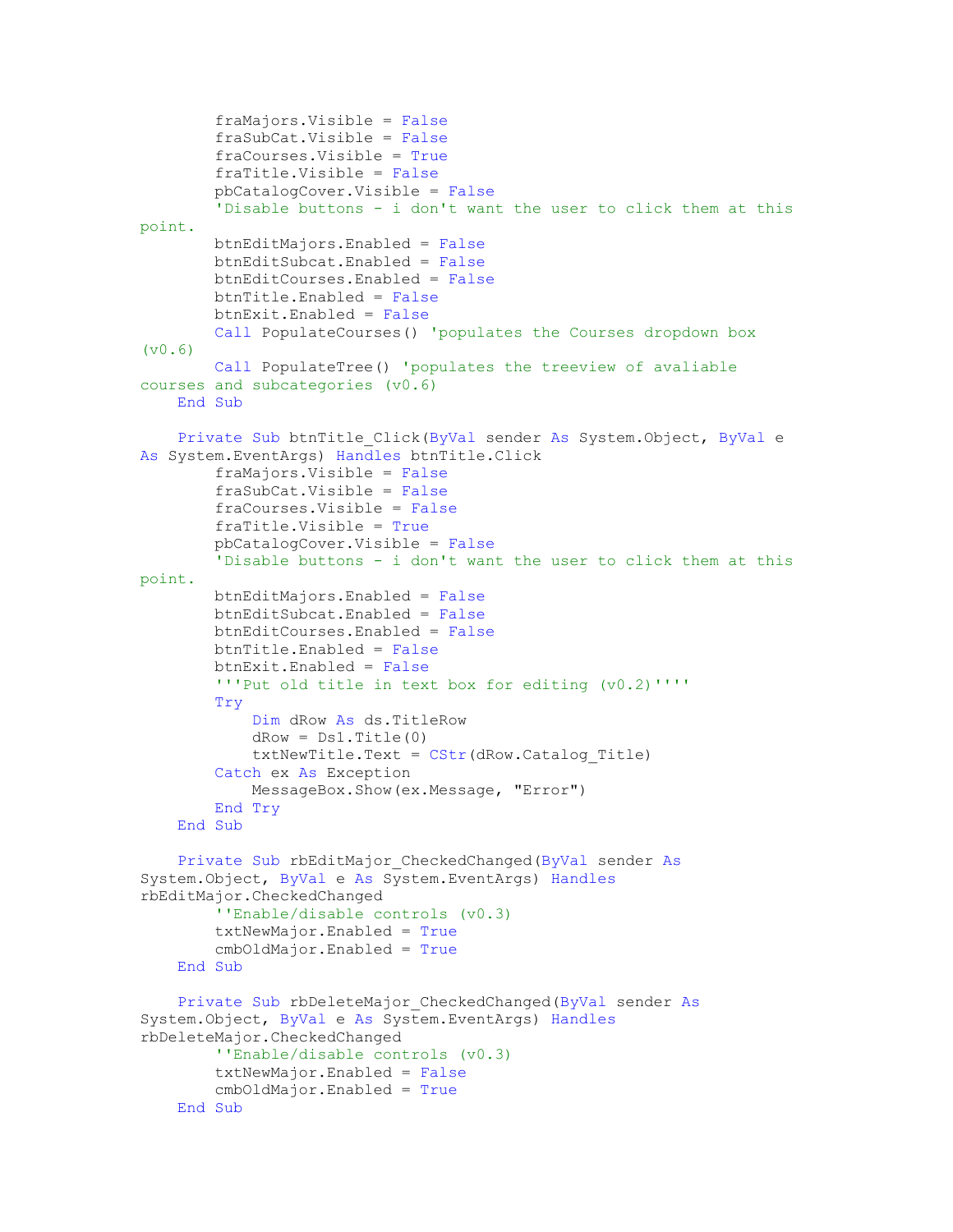```
        fraMajors.Visible = False
        fraSubCat.Visible = False
        fraCourses.Visible = True
        fraTitle.Visible = False
        pbCatalogCover.Visible = False
        'Disable buttons - i don't want the user to click them at this
point.
        btnEditMajors.Enabled = False
        btnEditSubcat.Enabled = False
        btnEditCourses.Enabled = False
        btnTitle.Enabled = False
        btnExit.Enabled = False
        Call PopulateCourses() 'populates the Courses dropdown box
(v0.6)
        Call PopulateTree() 'populates the treeview of avaliable
courses and subcategories (v0.6)
    End Sub

    Private Sub btnTitle_Click(ByVal sender As System.Object, ByVal e
As System.EventArgs) Handles btnTitle.Click
        fraMajors.Visible = False
        fraSubCat.Visible = False
        fraCourses.Visible = False
        fraTitle.Visible = True
        pbCatalogCover.Visible = False
        'Disable buttons - i don't want the user to click them at this
point.
        btnEditMajors.Enabled = False
        btnEditSubcat.Enabled = False
        btnEditCourses.Enabled = False
        btnTitle.Enabled = False
        btnExit.Enabled = False
        '''Put old title in text box for editing (v0.2)''''
        Try
            Dim dRow As ds.TitleRow
            dRow = Ds1.Title(0)
            txtNewTitle.Text = CStr(dRow.Catalog_Title)
        Catch ex As Exception
            MessageBox.Show(ex.Message, "Error")
        End Try
    End Sub

    Private Sub rbEditMajor_CheckedChanged(ByVal sender As
System.Object, ByVal e As System.EventArgs) Handles
rbEditMajor.CheckedChanged
        ''Enable/disable controls (v0.3)
        txtNewMajor.Enabled = True
        cmbOldMajor.Enabled = True
    End Sub

    Private Sub rbDeleteMajor_CheckedChanged(ByVal sender As
System.Object, ByVal e As System.EventArgs) Handles
rbDeleteMajor.CheckedChanged
        ''Enable/disable controls (v0.3)
        txtNewMajor.Enabled = False
        cmbOldMajor.Enabled = True
    End Sub
```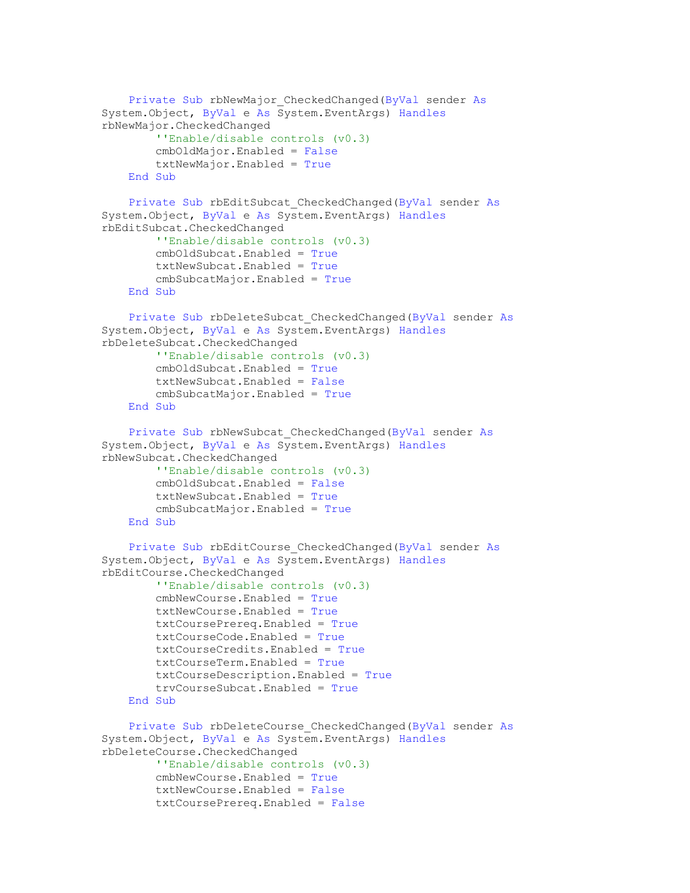```vb
    Private Sub rbNewMajor_CheckedChanged(ByVal sender As System.Object, ByVal e As System.EventArgs) Handles rbNewMajor.CheckedChanged
        ''Enable/disable controls (v0.3)
        cmbOldMajor.Enabled = False
        txtNewMajor.Enabled = True
    End Sub

    Private Sub rbEditSubcat_CheckedChanged(ByVal sender As System.Object, ByVal e As System.EventArgs) Handles rbEditSubcat.CheckedChanged
        ''Enable/disable controls (v0.3)
        cmbOldSubcat.Enabled = True
        txtNewSubcat.Enabled = True
        cmbSubcatMajor.Enabled = True
    End Sub

    Private Sub rbDeleteSubcat_CheckedChanged(ByVal sender As System.Object, ByVal e As System.EventArgs) Handles rbDeleteSubcat.CheckedChanged
        ''Enable/disable controls (v0.3)
        cmbOldSubcat.Enabled = True
        txtNewSubcat.Enabled = False
        cmbSubcatMajor.Enabled = True
    End Sub

    Private Sub rbNewSubcat_CheckedChanged(ByVal sender As System.Object, ByVal e As System.EventArgs) Handles rbNewSubcat.CheckedChanged
        ''Enable/disable controls (v0.3)
        cmbOldSubcat.Enabled = False
        txtNewSubcat.Enabled = True
        cmbSubcatMajor.Enabled = True
    End Sub

    Private Sub rbEditCourse_CheckedChanged(ByVal sender As System.Object, ByVal e As System.EventArgs) Handles rbEditCourse.CheckedChanged
        ''Enable/disable controls (v0.3)
        cmbNewCourse.Enabled = True
        txtNewCourse.Enabled = True
        txtCoursePrereq.Enabled = True
        txtCourseCode.Enabled = True
        txtCourseCredits.Enabled = True
        txtCourseTerm.Enabled = True
        txtCourseDescription.Enabled = True
        trvCourseSubcat.Enabled = True
    End Sub

    Private Sub rbDeleteCourse_CheckedChanged(ByVal sender As System.Object, ByVal e As System.EventArgs) Handles rbDeleteCourse.CheckedChanged
        ''Enable/disable controls (v0.3)
        cmbNewCourse.Enabled = True
        txtNewCourse.Enabled = False
        txtCoursePrereq.Enabled = False
```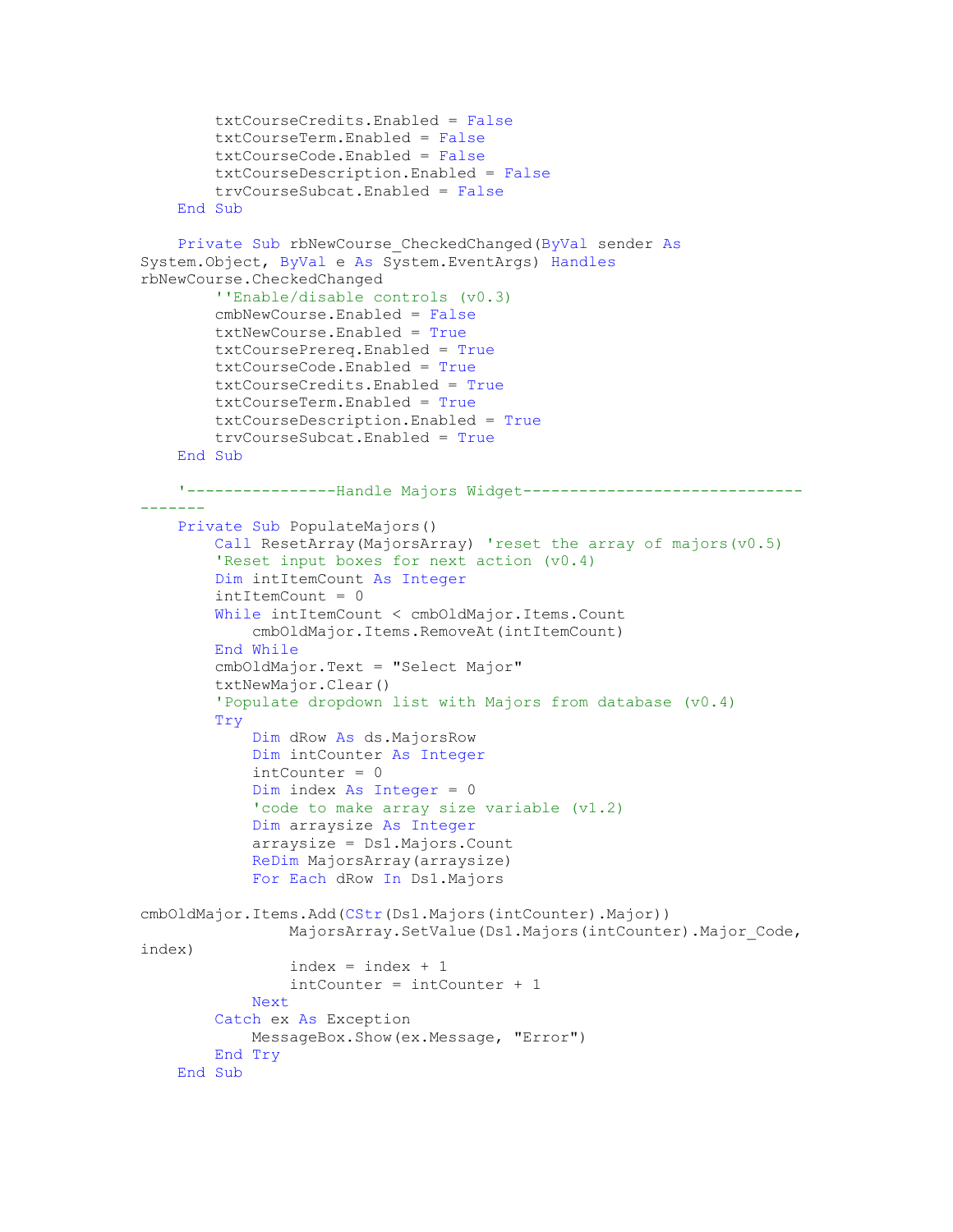```
        txtCourseCredits.Enabled = False
        txtCourseTerm.Enabled = False
        txtCourseCode.Enabled = False
        txtCourseDescription.Enabled = False
        trvCourseSubcat.Enabled = False
    End Sub

    Private Sub rbNewCourse_CheckedChanged(ByVal sender As
System.Object, ByVal e As System.EventArgs) Handles
rbNewCourse.CheckedChanged
        ''Enable/disable controls (v0.3)
        cmbNewCourse.Enabled = False
        txtNewCourse.Enabled = True
        txtCoursePrereq.Enabled = True
        txtCourseCode.Enabled = True
        txtCourseCredits.Enabled = True
        txtCourseTerm.Enabled = True
        txtCourseDescription.Enabled = True
        trvCourseSubcat.Enabled = True
    End Sub

    '----------------Handle Majors Widget------------------------------
-------
    Private Sub PopulateMajors()
        Call ResetArray(MajorsArray) 'reset the array of majors(v0.5)
        'Reset input boxes for next action (v0.4)
        Dim intItemCount As Integer
        intItemCount = 0
        While intItemCount < cmbOldMajor.Items.Count
            cmbOldMajor.Items.RemoveAt(intItemCount)
        End While
        cmbOldMajor.Text = "Select Major"
        txtNewMajor.Clear()
        'Populate dropdown list with Majors from database (v0.4)
        Try
            Dim dRow As ds.MajorsRow
            Dim intCounter As Integer
            intCounter = 0
            Dim index As Integer = 0
            'code to make array size variable (v1.2)
            Dim arraysize As Integer
            arraysize = Ds1.Majors.Count
            ReDim MajorsArray(arraysize)
            For Each dRow In Ds1.Majors

cmbOldMajor.Items.Add(CStr(Ds1.Majors(intCounter).Major))
                MajorsArray.SetValue(Ds1.Majors(intCounter).Major_Code,
index)
                index = index + 1
                intCounter = intCounter + 1
            Next
        Catch ex As Exception
            MessageBox.Show(ex.Message, "Error")
        End Try
    End Sub
```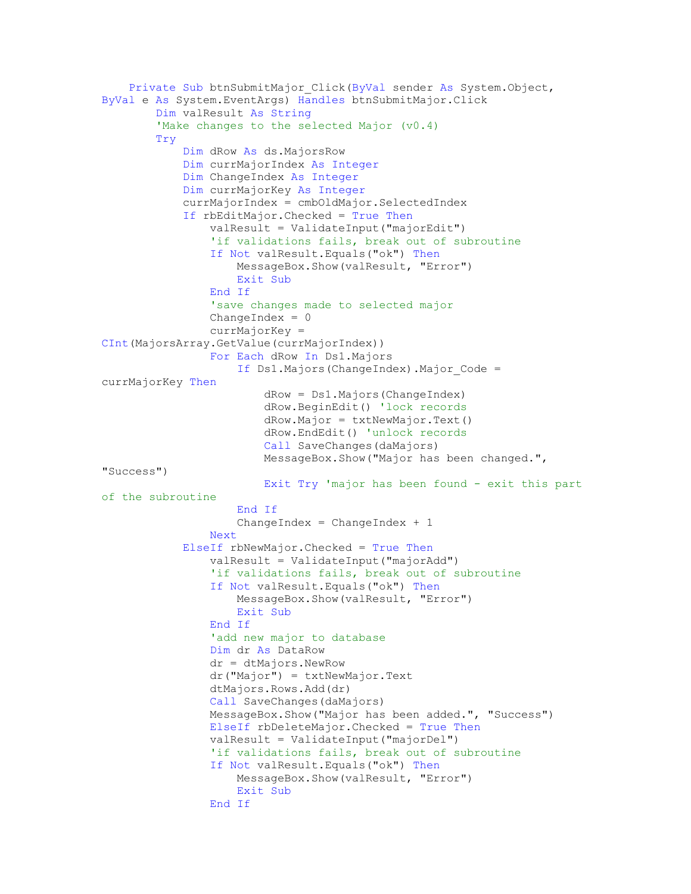```
    Private Sub btnSubmitMajor_Click(ByVal sender As System.Object,
ByVal e As System.EventArgs) Handles btnSubmitMajor.Click
        Dim valResult As String
        'Make changes to the selected Major (v0.4)
        Try
            Dim dRow As ds.MajorsRow
            Dim currMajorIndex As Integer
            Dim ChangeIndex As Integer
            Dim currMajorKey As Integer
            currMajorIndex = cmbOldMajor.SelectedIndex
            If rbEditMajor.Checked = True Then
                valResult = ValidateInput("majorEdit")
                'if validations fails, break out of subroutine
                If Not valResult.Equals("ok") Then
                    MessageBox.Show(valResult, "Error")
                    Exit Sub
                End If
                'save changes made to selected major
                ChangeIndex = 0
                currMajorKey =
CInt(MajorsArray.GetValue(currMajorIndex))
                For Each dRow In Ds1.Majors
                    If Ds1.Majors(ChangeIndex).Major_Code =
currMajorKey Then
                        dRow = Ds1.Majors(ChangeIndex)
                        dRow.BeginEdit() 'lock records
                        dRow.Major = txtNewMajor.Text()
                        dRow.EndEdit() 'unlock records
                        Call SaveChanges(daMajors)
                        MessageBox.Show("Major has been changed.",
"Success")
                        Exit Try 'major has been found - exit this part
of the subroutine
                    End If
                    ChangeIndex = ChangeIndex + 1
                Next
            ElseIf rbNewMajor.Checked = True Then
                valResult = ValidateInput("majorAdd")
                'if validations fails, break out of subroutine
                If Not valResult.Equals("ok") Then
                    MessageBox.Show(valResult, "Error")
                    Exit Sub
                End If
                'add new major to database
                Dim dr As DataRow
                dr = dtMajors.NewRow
                dr("Major") = txtNewMajor.Text
                dtMajors.Rows.Add(dr)
                Call SaveChanges(daMajors)
                MessageBox.Show("Major has been added.", "Success")
                ElseIf rbDeleteMajor.Checked = True Then
                valResult = ValidateInput("majorDel")
                'if validations fails, break out of subroutine
                If Not valResult.Equals("ok") Then
                    MessageBox.Show(valResult, "Error")
                    Exit Sub
                End If
```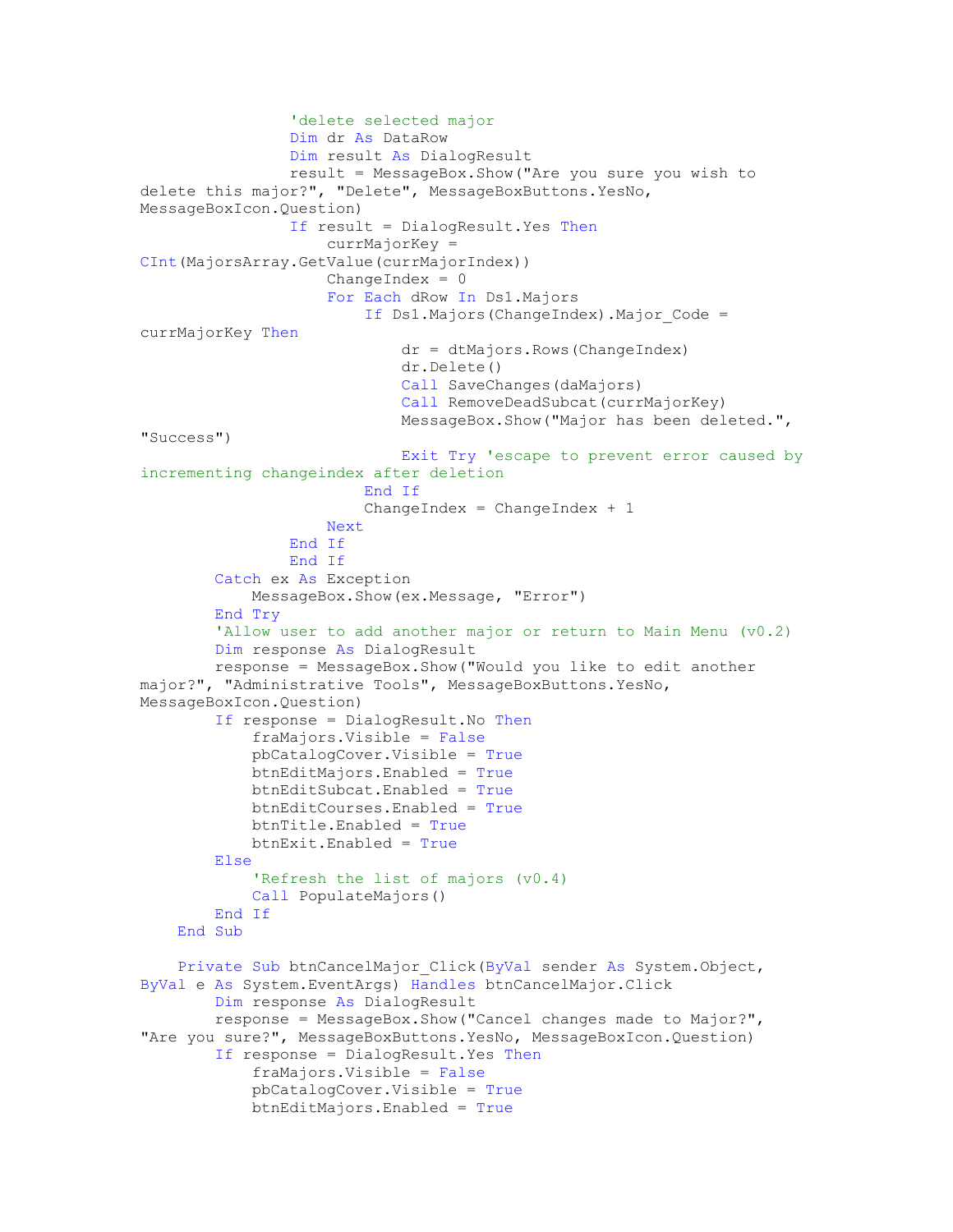```
                'delete selected major
                Dim dr As DataRow
                Dim result As DialogResult
                result = MessageBox.Show("Are you sure you wish to
delete this major?", "Delete", MessageBoxButtons.YesNo,
MessageBoxIcon.Question)
                If result = DialogResult.Yes Then
                    currMajorKey =
CInt(MajorsArray.GetValue(currMajorIndex))
                    ChangeIndex = 0
                    For Each dRow In Ds1.Majors
                        If Ds1.Majors(ChangeIndex).Major_Code =
currMajorKey Then
                            dr = dtMajors.Rows(ChangeIndex)
                            dr.Delete()
                            Call SaveChanges(daMajors)
                            Call RemoveDeadSubcat(currMajorKey)
                            MessageBox.Show("Major has been deleted.",
"Success")
                            Exit Try 'escape to prevent error caused by
incrementing changeindex after deletion
                        End If
                        ChangeIndex = ChangeIndex + 1
                    Next
                End If
                End If
        Catch ex As Exception
            MessageBox.Show(ex.Message, "Error")
        End Try
        'Allow user to add another major or return to Main Menu (v0.2)
        Dim response As DialogResult
        response = MessageBox.Show("Would you like to edit another
major?", "Administrative Tools", MessageBoxButtons.YesNo,
MessageBoxIcon.Question)
        If response = DialogResult.No Then
            fraMajors.Visible = False
            pbCatalogCover.Visible = True
            btnEditMajors.Enabled = True
            btnEditSubcat.Enabled = True
            btnEditCourses.Enabled = True
            btnTitle.Enabled = True
            btnExit.Enabled = True
        Else
            'Refresh the list of majors (v0.4)
            Call PopulateMajors()
        End If
    End Sub

    Private Sub btnCancelMajor_Click(ByVal sender As System.Object,
ByVal e As System.EventArgs) Handles btnCancelMajor.Click
        Dim response As DialogResult
        response = MessageBox.Show("Cancel changes made to Major?",
"Are you sure?", MessageBoxButtons.YesNo, MessageBoxIcon.Question)
        If response = DialogResult.Yes Then
            fraMajors.Visible = False
            pbCatalogCover.Visible = True
            btnEditMajors.Enabled = True
```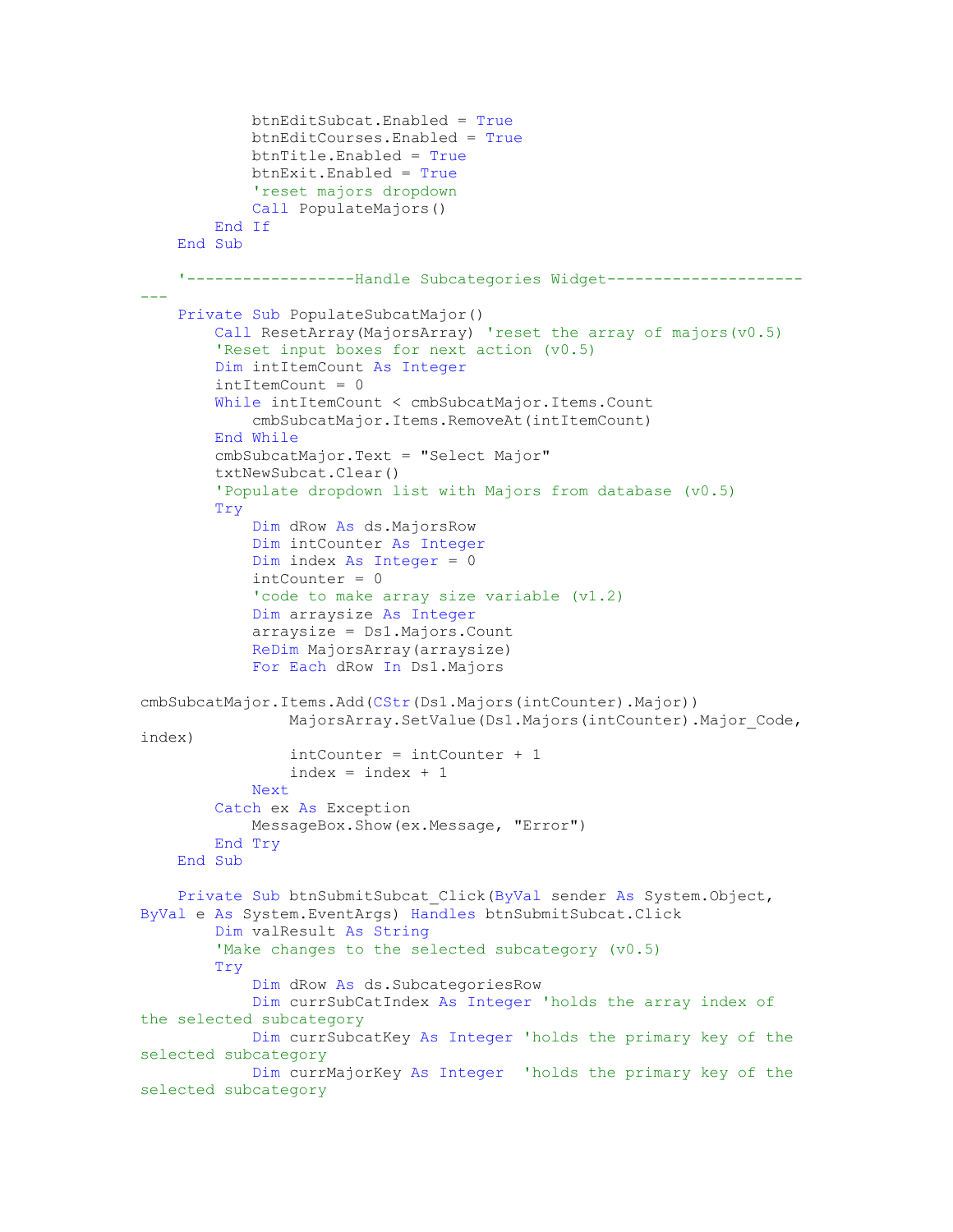```
            btnEditSubcat.Enabled = True
            btnEditCourses.Enabled = True
            btnTitle.Enabled = True
            btnExit.Enabled = True
            'reset majors dropdown
            Call PopulateMajors()
        End If
    End Sub

    '------------------Handle Subcategories Widget---------------------
---
    Private Sub PopulateSubcatMajor()
        Call ResetArray(MajorsArray) 'reset the array of majors(v0.5)
        'Reset input boxes for next action (v0.5)
        Dim intItemCount As Integer
        intItemCount = 0
        While intItemCount < cmbSubcatMajor.Items.Count
            cmbSubcatMajor.Items.RemoveAt(intItemCount)
        End While
        cmbSubcatMajor.Text = "Select Major"
        txtNewSubcat.Clear()
        'Populate dropdown list with Majors from database (v0.5)
        Try
            Dim dRow As ds.MajorsRow
            Dim intCounter As Integer
            Dim index As Integer = 0
            intCounter = 0
            'code to make array size variable (v1.2)
            Dim arraysize As Integer
            arraysize = Ds1.Majors.Count
            ReDim MajorsArray(arraysize)
            For Each dRow In Ds1.Majors

cmbSubcatMajor.Items.Add(CStr(Ds1.Majors(intCounter).Major))
                MajorsArray.SetValue(Ds1.Majors(intCounter).Major_Code,
index)
                intCounter = intCounter + 1
                index = index + 1
            Next
        Catch ex As Exception
            MessageBox.Show(ex.Message, "Error")
        End Try
    End Sub

    Private Sub btnSubmitSubcat_Click(ByVal sender As System.Object,
ByVal e As System.EventArgs) Handles btnSubmitSubcat.Click
        Dim valResult As String
        'Make changes to the selected subcategory (v0.5)
        Try
            Dim dRow As ds.SubcategoriesRow
            Dim currSubCatIndex As Integer 'holds the array index of
the selected subcategory
            Dim currSubcatKey As Integer 'holds the primary key of the
selected subcategory
            Dim currMajorKey As Integer  'holds the primary key of the
selected subcategory
```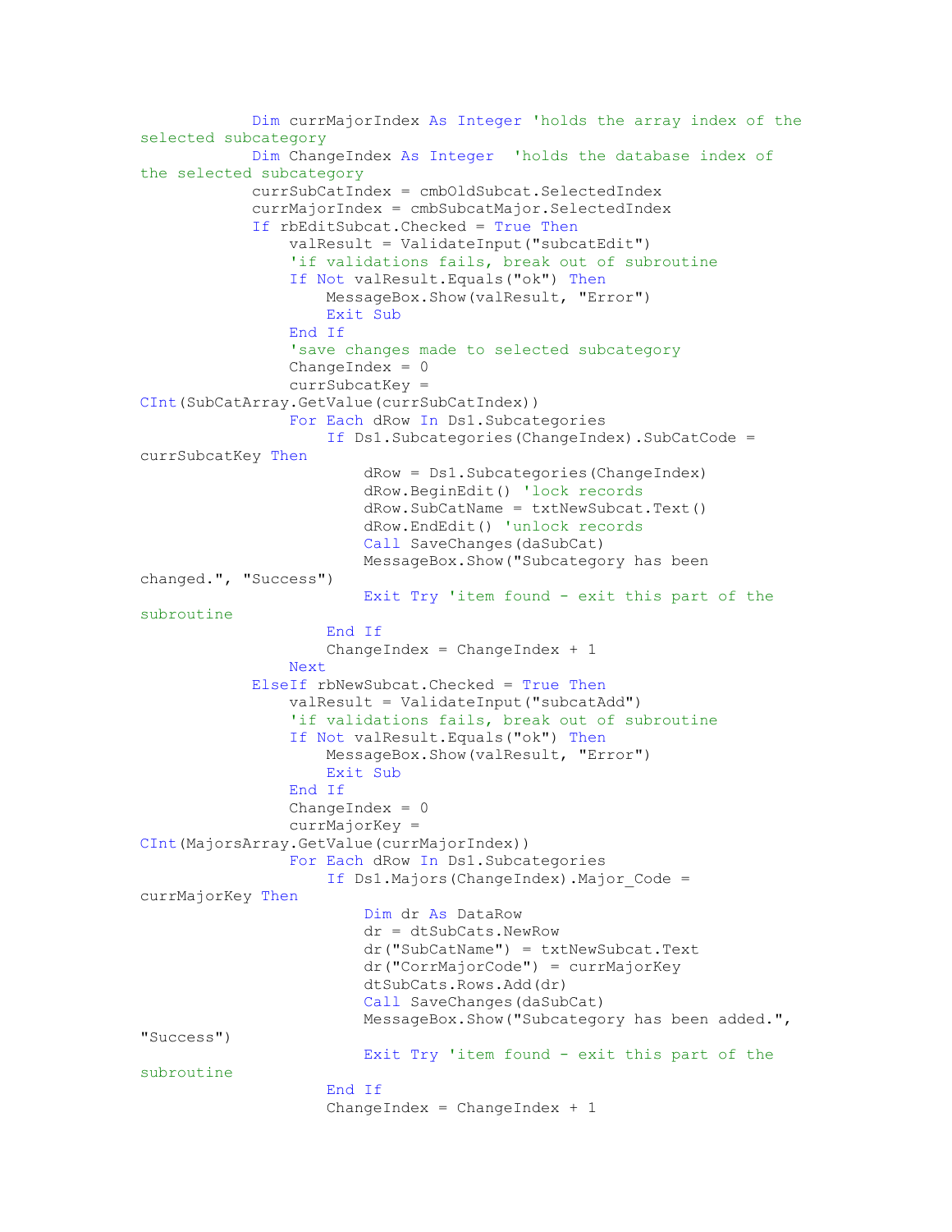```
            Dim currMajorIndex As Integer 'holds the array index of the
selected subcategory
            Dim ChangeIndex As Integer  'holds the database index of
the selected subcategory
            currSubCatIndex = cmbOldSubcat.SelectedIndex
            currMajorIndex = cmbSubcatMajor.SelectedIndex
            If rbEditSubcat.Checked = True Then
                valResult = ValidateInput("subcatEdit")
                'if validations fails, break out of subroutine
                If Not valResult.Equals("ok") Then
                    MessageBox.Show(valResult, "Error")
                    Exit Sub
                End If
                'save changes made to selected subcategory
                ChangeIndex = 0
                currSubcatKey =
CInt(SubCatArray.GetValue(currSubCatIndex))
                For Each dRow In Ds1.Subcategories
                    If Ds1.Subcategories(ChangeIndex).SubCatCode =
currSubcatKey Then
                        dRow = Ds1.Subcategories(ChangeIndex)
                        dRow.BeginEdit() 'lock records
                        dRow.SubCatName = txtNewSubcat.Text()
                        dRow.EndEdit() 'unlock records
                        Call SaveChanges(daSubCat)
                        MessageBox.Show("Subcategory has been
changed.", "Success")
                        Exit Try 'item found - exit this part of the
subroutine
                    End If
                    ChangeIndex = ChangeIndex + 1
                Next
            ElseIf rbNewSubcat.Checked = True Then
                valResult = ValidateInput("subcatAdd")
                'if validations fails, break out of subroutine
                If Not valResult.Equals("ok") Then
                    MessageBox.Show(valResult, "Error")
                    Exit Sub
                End If
                ChangeIndex = 0
                currMajorKey =
CInt(MajorsArray.GetValue(currMajorIndex))
                For Each dRow In Ds1.Subcategories
                    If Ds1.Majors(ChangeIndex).Major_Code =
currMajorKey Then
                        Dim dr As DataRow
                        dr = dtSubCats.NewRow
                        dr("SubCatName") = txtNewSubcat.Text
                        dr("CorrMajorCode") = currMajorKey
                        dtSubCats.Rows.Add(dr)
                        Call SaveChanges(daSubCat)
                        MessageBox.Show("Subcategory has been added.",
"Success")
                        Exit Try 'item found - exit this part of the
subroutine
                    End If
                    ChangeIndex = ChangeIndex + 1
```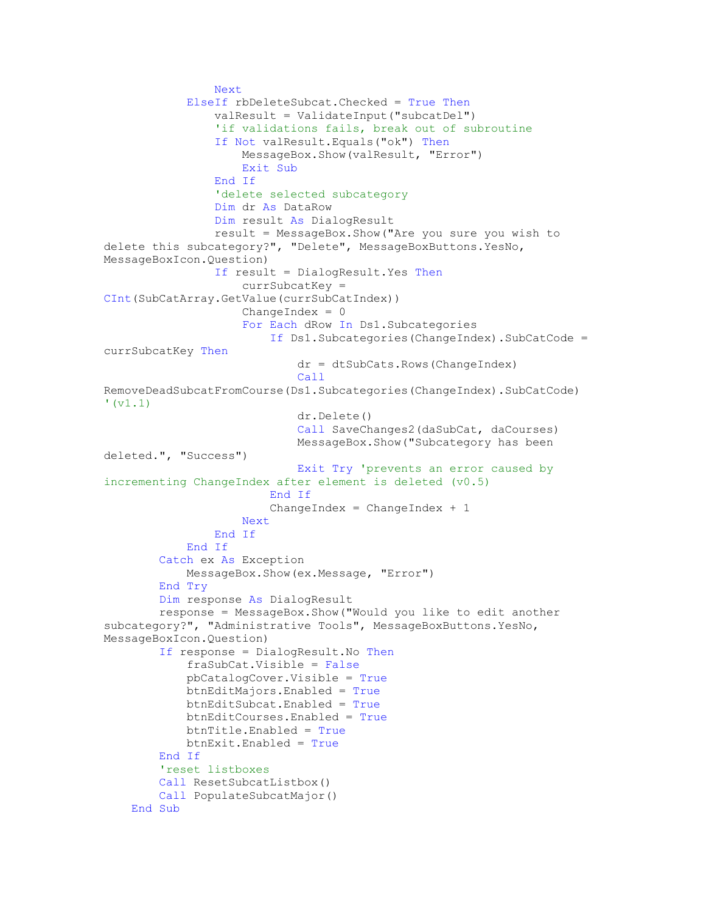```
                Next
            ElseIf rbDeleteSubcat.Checked = True Then
                valResult = ValidateInput("subcatDel")
                'if validations fails, break out of subroutine
                If Not valResult.Equals("ok") Then
                    MessageBox.Show(valResult, "Error")
                    Exit Sub
                End If
                'delete selected subcategory
                Dim dr As DataRow
                Dim result As DialogResult
                result = MessageBox.Show("Are you sure you wish to
delete this subcategory?", "Delete", MessageBoxButtons.YesNo,
MessageBoxIcon.Question)
                If result = DialogResult.Yes Then
                    currSubcatKey =
CInt(SubCatArray.GetValue(currSubCatIndex))
                    ChangeIndex = 0
                    For Each dRow In Ds1.Subcategories
                        If Ds1.Subcategories(ChangeIndex).SubCatCode =
currSubcatKey Then
                            dr = dtSubCats.Rows(ChangeIndex)
                            Call
RemoveDeadSubcatFromCourse(Ds1.Subcategories(ChangeIndex).SubCatCode)
'(v1.1)
                            dr.Delete()
                            Call SaveChanges2(daSubCat, daCourses)
                            MessageBox.Show("Subcategory has been
deleted.", "Success")
                            Exit Try 'prevents an error caused by
incrementing ChangeIndex after element is deleted (v0.5)
                        End If
                        ChangeIndex = ChangeIndex + 1
                    Next
                End If
            End If
        Catch ex As Exception
            MessageBox.Show(ex.Message, "Error")
        End Try
        Dim response As DialogResult
        response = MessageBox.Show("Would you like to edit another
subcategory?", "Administrative Tools", MessageBoxButtons.YesNo,
MessageBoxIcon.Question)
        If response = DialogResult.No Then
            fraSubCat.Visible = False
            pbCatalogCover.Visible = True
            btnEditMajors.Enabled = True
            btnEditSubcat.Enabled = True
            btnEditCourses.Enabled = True
            btnTitle.Enabled = True
            btnExit.Enabled = True
        End If
        'reset listboxes
        Call ResetSubcatListbox()
        Call PopulateSubcatMajor()
    End Sub
```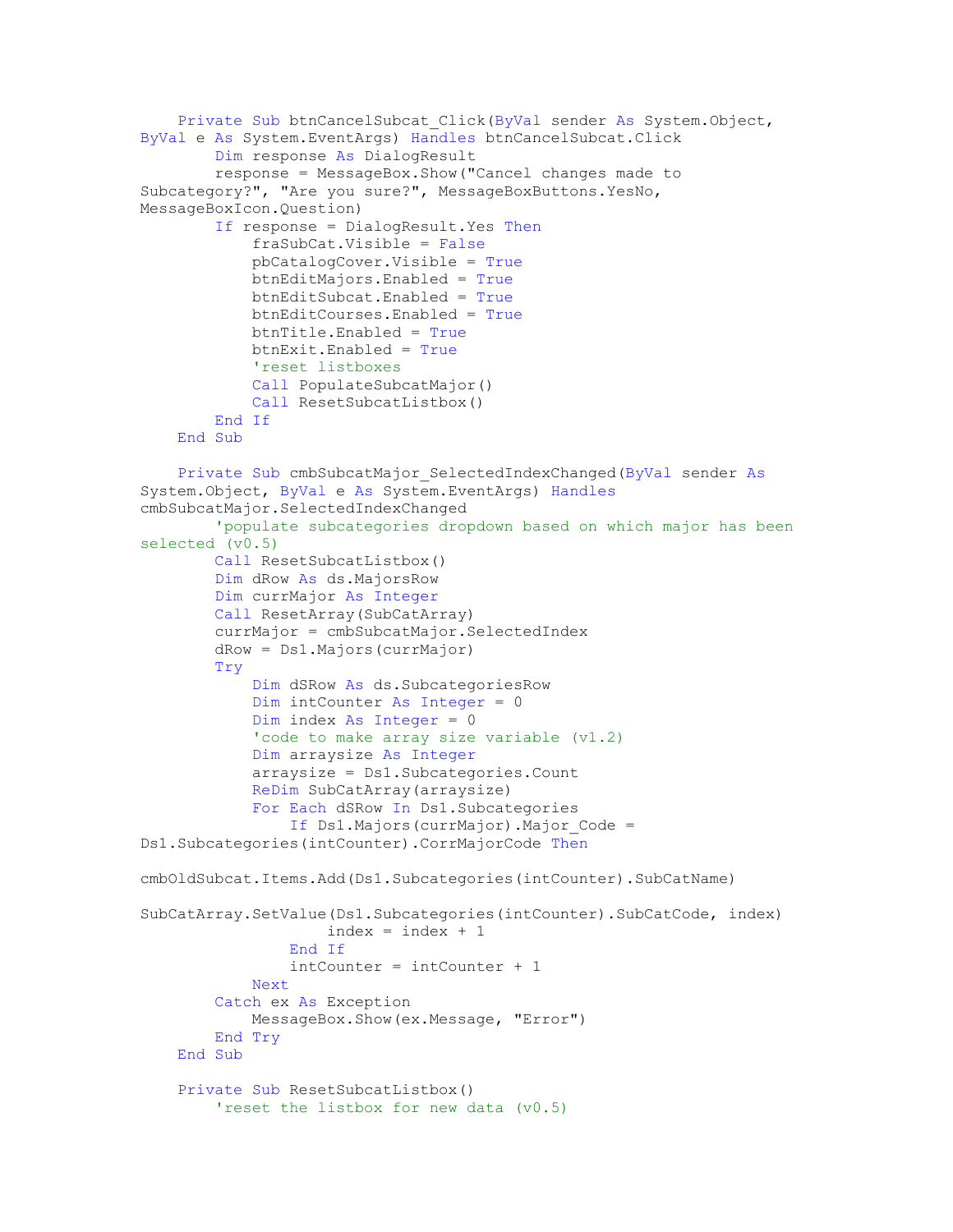```
    Private Sub btnCancelSubcat_Click(ByVal sender As System.Object,
ByVal e As System.EventArgs) Handles btnCancelSubcat.Click
        Dim response As DialogResult
        response = MessageBox.Show("Cancel changes made to
Subcategory?", "Are you sure?", MessageBoxButtons.YesNo,
MessageBoxIcon.Question)
        If response = DialogResult.Yes Then
            fraSubCat.Visible = False
            pbCatalogCover.Visible = True
            btnEditMajors.Enabled = True
            btnEditSubcat.Enabled = True
            btnEditCourses.Enabled = True
            btnTitle.Enabled = True
            btnExit.Enabled = True
            'reset listboxes
            Call PopulateSubcatMajor()
            Call ResetSubcatListbox()
        End If
    End Sub

    Private Sub cmbSubcatMajor_SelectedIndexChanged(ByVal sender As
System.Object, ByVal e As System.EventArgs) Handles
cmbSubcatMajor.SelectedIndexChanged
        'populate subcategories dropdown based on which major has been
selected (v0.5)
        Call ResetSubcatListbox()
        Dim dRow As ds.MajorsRow
        Dim currMajor As Integer
        Call ResetArray(SubCatArray)
        currMajor = cmbSubcatMajor.SelectedIndex
        dRow = Ds1.Majors(currMajor)
        Try
            Dim dSRow As ds.SubcategoriesRow
            Dim intCounter As Integer = 0
            Dim index As Integer = 0
            'code to make array size variable (v1.2)
            Dim arraysize As Integer
            arraysize = Ds1.Subcategories.Count
            ReDim SubCatArray(arraysize)
            For Each dSRow In Ds1.Subcategories
                If Ds1.Majors(currMajor).Major_Code =
Ds1.Subcategories(intCounter).CorrMajorCode Then

cmbOldSubcat.Items.Add(Ds1.Subcategories(intCounter).SubCatName)

SubCatArray.SetValue(Ds1.Subcategories(intCounter).SubCatCode, index)
                    index = index + 1
                End If
                intCounter = intCounter + 1
            Next
        Catch ex As Exception
            MessageBox.Show(ex.Message, "Error")
        End Try
    End Sub

    Private Sub ResetSubcatListbox()
        'reset the listbox for new data (v0.5)
```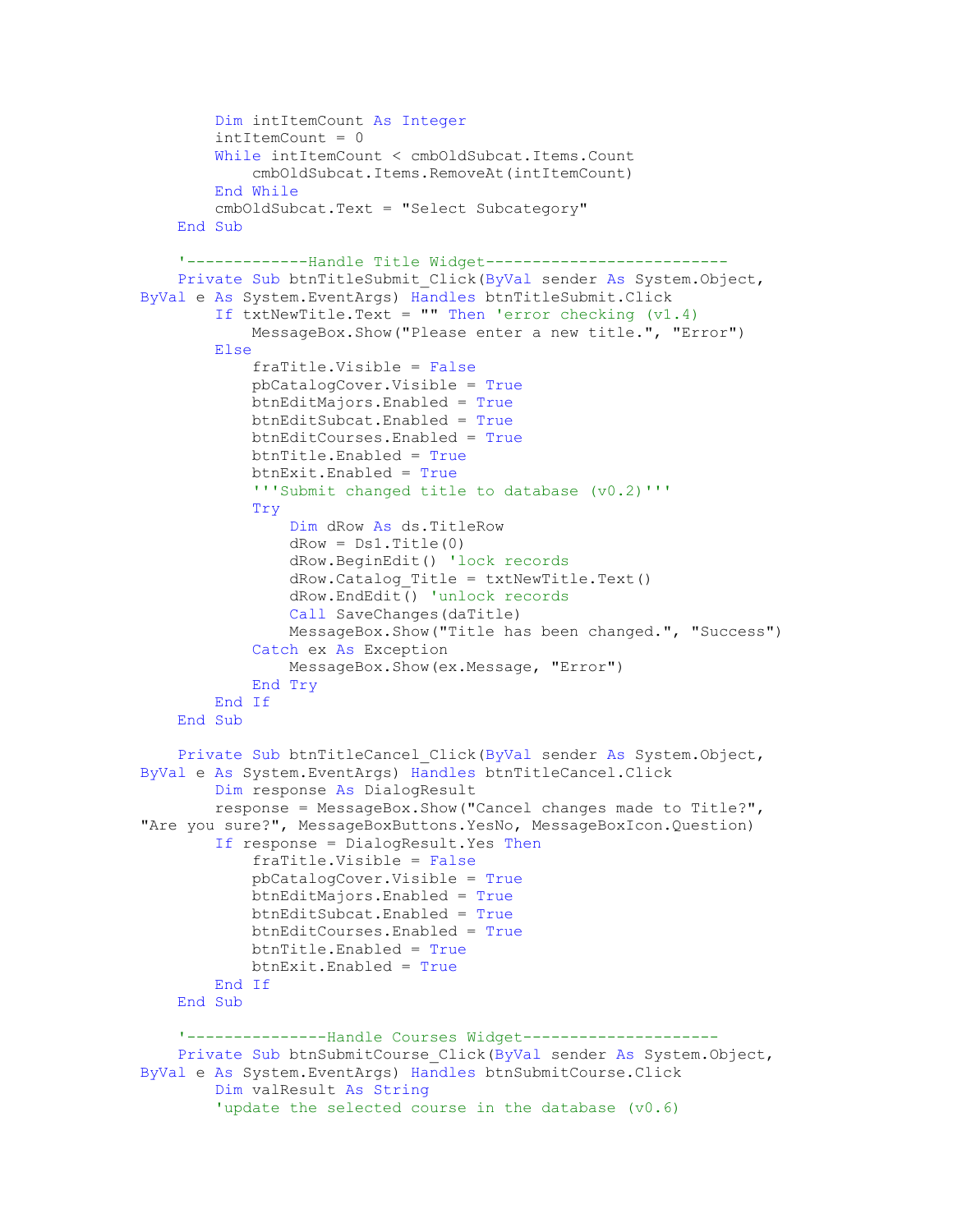```
        Dim intItemCount As Integer
        intItemCount = 0
        While intItemCount < cmbOldSubcat.Items.Count
            cmbOldSubcat.Items.RemoveAt(intItemCount)
        End While
        cmbOldSubcat.Text = "Select Subcategory"
    End Sub

    '-------------Handle Title Widget--------------------------
    Private Sub btnTitleSubmit_Click(ByVal sender As System.Object,
ByVal e As System.EventArgs) Handles btnTitleSubmit.Click
        If txtNewTitle.Text = "" Then 'error checking (v1.4)
            MessageBox.Show("Please enter a new title.", "Error")
        Else
            fraTitle.Visible = False
            pbCatalogCover.Visible = True
            btnEditMajors.Enabled = True
            btnEditSubcat.Enabled = True
            btnEditCourses.Enabled = True
            btnTitle.Enabled = True
            btnExit.Enabled = True
            '''Submit changed title to database (v0.2)'''
            Try
                Dim dRow As ds.TitleRow
                dRow = Ds1.Title(0)
                dRow.BeginEdit() 'lock records
                dRow.Catalog_Title = txtNewTitle.Text()
                dRow.EndEdit() 'unlock records
                Call SaveChanges(daTitle)
                MessageBox.Show("Title has been changed.", "Success")
            Catch ex As Exception
                MessageBox.Show(ex.Message, "Error")
            End Try
        End If
    End Sub

    Private Sub btnTitleCancel_Click(ByVal sender As System.Object,
ByVal e As System.EventArgs) Handles btnTitleCancel.Click
        Dim response As DialogResult
        response = MessageBox.Show("Cancel changes made to Title?",
"Are you sure?", MessageBoxButtons.YesNo, MessageBoxIcon.Question)
        If response = DialogResult.Yes Then
            fraTitle.Visible = False
            pbCatalogCover.Visible = True
            btnEditMajors.Enabled = True
            btnEditSubcat.Enabled = True
            btnEditCourses.Enabled = True
            btnTitle.Enabled = True
            btnExit.Enabled = True
        End If
    End Sub

    '---------------Handle Courses Widget---------------------
    Private Sub btnSubmitCourse_Click(ByVal sender As System.Object,
ByVal e As System.EventArgs) Handles btnSubmitCourse.Click
        Dim valResult As String
        'update the selected course in the database (v0.6)
```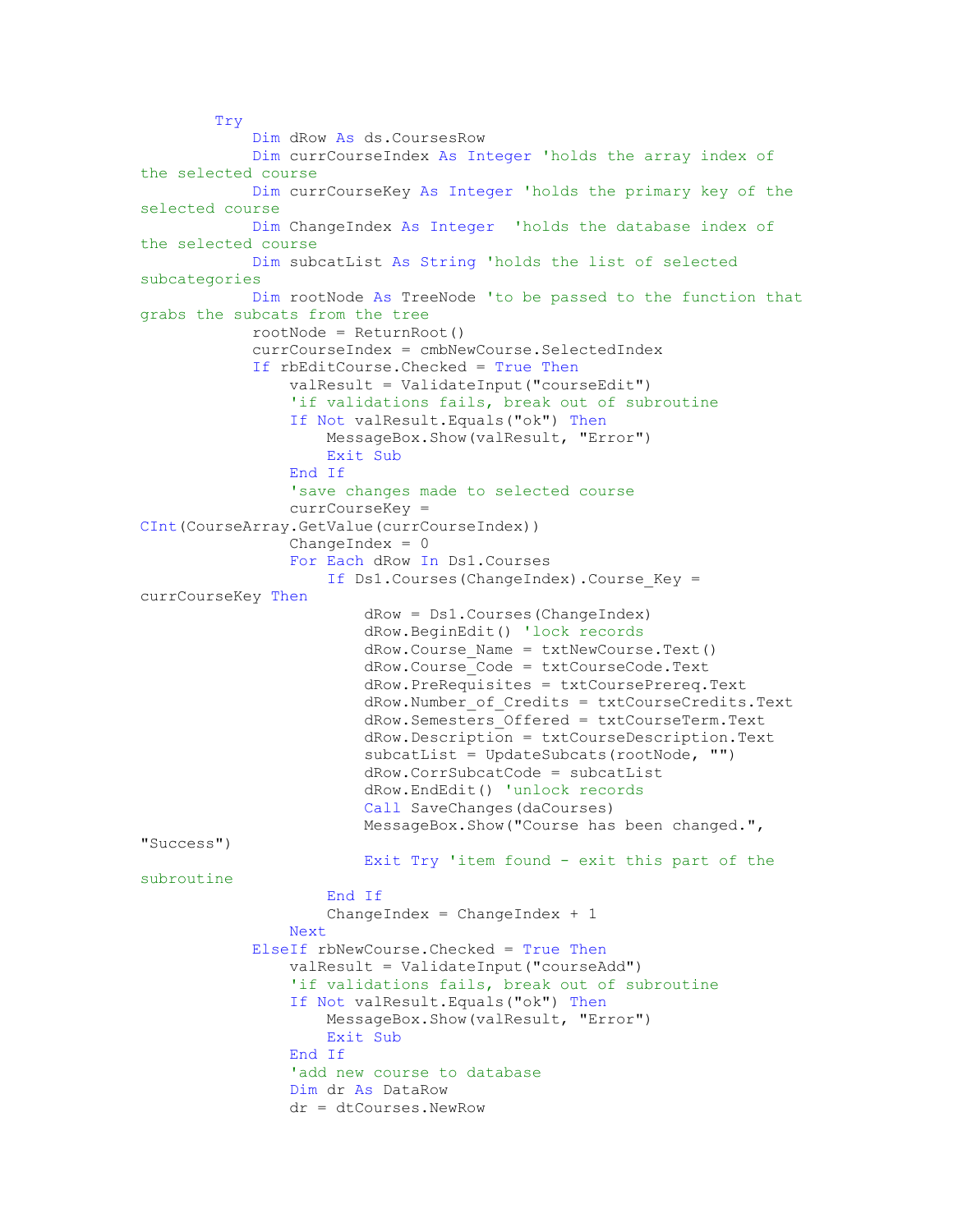```vb
        Try
            Dim dRow As ds.CoursesRow
            Dim currCourseIndex As Integer 'holds the array index of the selected course
            Dim currCourseKey As Integer 'holds the primary key of the selected course
            Dim ChangeIndex As Integer  'holds the database index of the selected course
            Dim subcatList As String 'holds the list of selected subcategories
            Dim rootNode As TreeNode 'to be passed to the function that grabs the subcats from the tree
            rootNode = ReturnRoot()
            currCourseIndex = cmbNewCourse.SelectedIndex
            If rbEditCourse.Checked = True Then
                valResult = ValidateInput("courseEdit")
                'if validations fails, break out of subroutine
                If Not valResult.Equals("ok") Then
                    MessageBox.Show(valResult, "Error")
                    Exit Sub
                End If
                'save changes made to selected course
                currCourseKey = CInt(CourseArray.GetValue(currCourseIndex))
                ChangeIndex = 0
                For Each dRow In Ds1.Courses
                    If Ds1.Courses(ChangeIndex).Course_Key = currCourseKey Then
                        dRow = Ds1.Courses(ChangeIndex)
                        dRow.BeginEdit() 'lock records
                        dRow.Course_Name = txtNewCourse.Text()
                        dRow.Course_Code = txtCourseCode.Text
                        dRow.PreRequisites = txtCoursePrereq.Text
                        dRow.Number_of_Credits = txtCourseCredits.Text
                        dRow.Semesters_Offered = txtCourseTerm.Text
                        dRow.Description = txtCourseDescription.Text
                        subcatList = UpdateSubcats(rootNode, "")
                        dRow.CorrSubcatCode = subcatList
                        dRow.EndEdit() 'unlock records
                        Call SaveChanges(daCourses)
                        MessageBox.Show("Course has been changed.", "Success")
                        Exit Try 'item found - exit this part of the subroutine
                    End If
                    ChangeIndex = ChangeIndex + 1
                Next
            ElseIf rbNewCourse.Checked = True Then
                valResult = ValidateInput("courseAdd")
                'if validations fails, break out of subroutine
                If Not valResult.Equals("ok") Then
                    MessageBox.Show(valResult, "Error")
                    Exit Sub
                End If
                'add new course to database
                Dim dr As DataRow
                dr = dtCourses.NewRow
```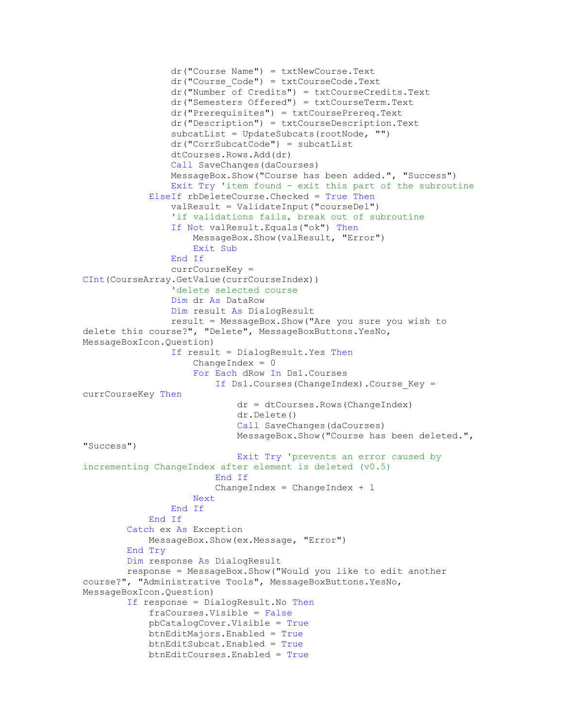```
                dr("Course Name") = txtNewCourse.Text
                dr("Course_Code") = txtCourseCode.Text
                dr("Number of Credits") = txtCourseCredits.Text
                dr("Semesters Offered") = txtCourseTerm.Text
                dr("Prerequisites") = txtCoursePrereq.Text
                dr("Description") = txtCourseDescription.Text
                subcatList = UpdateSubcats(rootNode, "")
                dr("CorrSubcatCode") = subcatList
                dtCourses.Rows.Add(dr)
                Call SaveChanges(daCourses)
                MessageBox.Show("Course has been added.", "Success")
                Exit Try 'item found - exit this part of the subroutine
            ElseIf rbDeleteCourse.Checked = True Then
                valResult = ValidateInput("courseDel")
                'if validations fails, break out of subroutine
                If Not valResult.Equals("ok") Then
                    MessageBox.Show(valResult, "Error")
                    Exit Sub
                End If
                currCourseKey =
CInt(CourseArray.GetValue(currCourseIndex))
                'delete selected course
                Dim dr As DataRow
                Dim result As DialogResult
                result = MessageBox.Show("Are you sure you wish to
delete this course?", "Delete", MessageBoxButtons.YesNo,
MessageBoxIcon.Question)
                If result = DialogResult.Yes Then
                    ChangeIndex = 0
                    For Each dRow In Ds1.Courses
                        If Ds1.Courses(ChangeIndex).Course_Key =
currCourseKey Then
                            dr = dtCourses.Rows(ChangeIndex)
                            dr.Delete()
                            Call SaveChanges(daCourses)
                            MessageBox.Show("Course has been deleted.",
"Success")
                            Exit Try 'prevents an error caused by
incrementing ChangeIndex after element is deleted (v0.5)
                        End If
                        ChangeIndex = ChangeIndex + 1
                    Next
                End If
            End If
        Catch ex As Exception
            MessageBox.Show(ex.Message, "Error")
        End Try
        Dim response As DialogResult
        response = MessageBox.Show("Would you like to edit another
course?", "Administrative Tools", MessageBoxButtons.YesNo,
MessageBoxIcon.Question)
        If response = DialogResult.No Then
            fraCourses.Visible = False
            pbCatalogCover.Visible = True
            btnEditMajors.Enabled = True
            btnEditSubcat.Enabled = True
            btnEditCourses.Enabled = True
```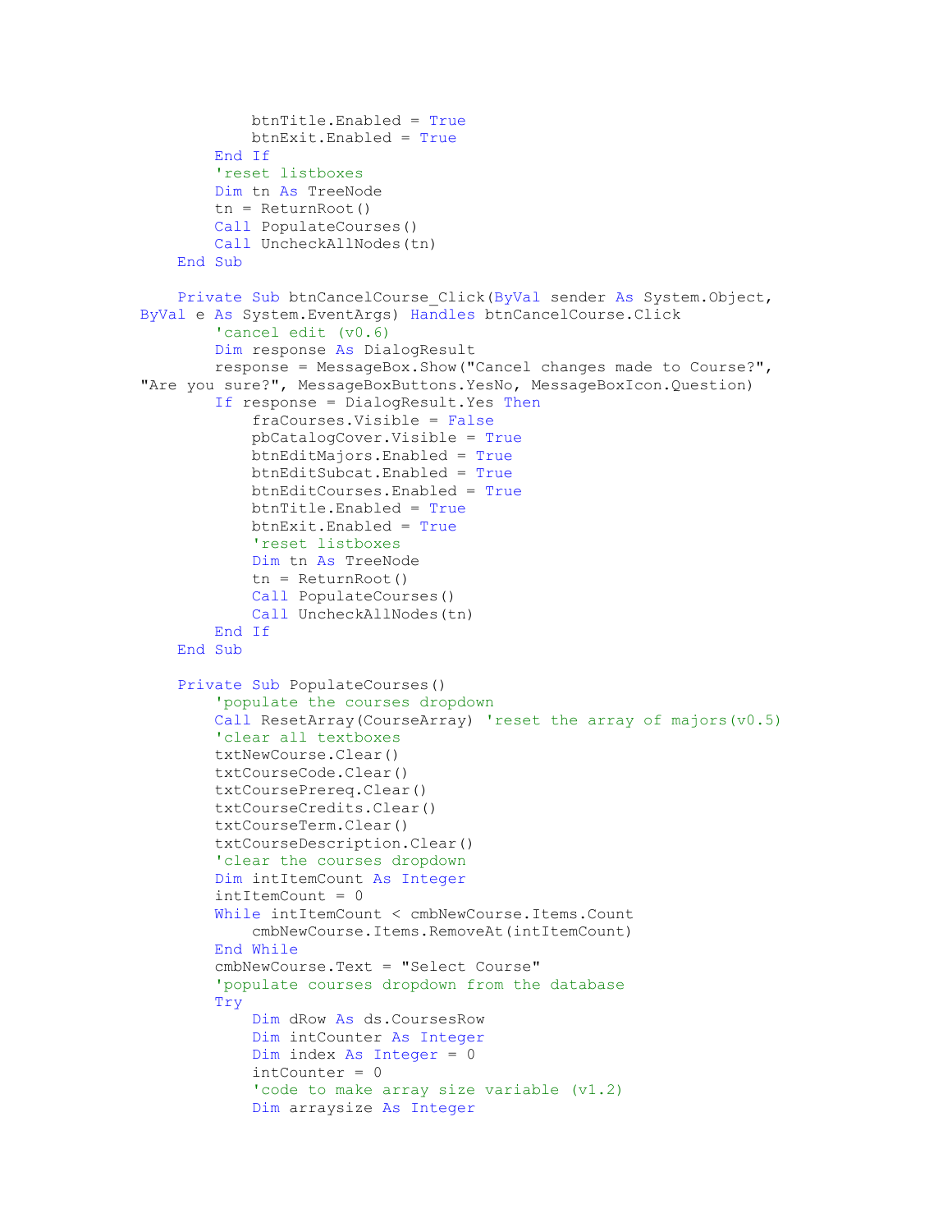```
            btnTitle.Enabled = True
            btnExit.Enabled = True
        End If
        'reset listboxes
        Dim tn As TreeNode
        tn = ReturnRoot()
        Call PopulateCourses()
        Call UncheckAllNodes(tn)
    End Sub

    Private Sub btnCancelCourse_Click(ByVal sender As System.Object,
ByVal e As System.EventArgs) Handles btnCancelCourse.Click
        'cancel edit (v0.6)
        Dim response As DialogResult
        response = MessageBox.Show("Cancel changes made to Course?",
"Are you sure?", MessageBoxButtons.YesNo, MessageBoxIcon.Question)
        If response = DialogResult.Yes Then
            fraCourses.Visible = False
            pbCatalogCover.Visible = True
            btnEditMajors.Enabled = True
            btnEditSubcat.Enabled = True
            btnEditCourses.Enabled = True
            btnTitle.Enabled = True
            btnExit.Enabled = True
            'reset listboxes
            Dim tn As TreeNode
            tn = ReturnRoot()
            Call PopulateCourses()
            Call UncheckAllNodes(tn)
        End If
    End Sub

    Private Sub PopulateCourses()
        'populate the courses dropdown
        Call ResetArray(CourseArray) 'reset the array of majors(v0.5)
        'clear all textboxes
        txtNewCourse.Clear()
        txtCourseCode.Clear()
        txtCoursePrereq.Clear()
        txtCourseCredits.Clear()
        txtCourseTerm.Clear()
        txtCourseDescription.Clear()
        'clear the courses dropdown
        Dim intItemCount As Integer
        intItemCount = 0
        While intItemCount < cmbNewCourse.Items.Count
            cmbNewCourse.Items.RemoveAt(intItemCount)
        End While
        cmbNewCourse.Text = "Select Course"
        'populate courses dropdown from the database
        Try
            Dim dRow As ds.CoursesRow
            Dim intCounter As Integer
            Dim index As Integer = 0
            intCounter = 0
            'code to make array size variable (v1.2)
            Dim arraysize As Integer
```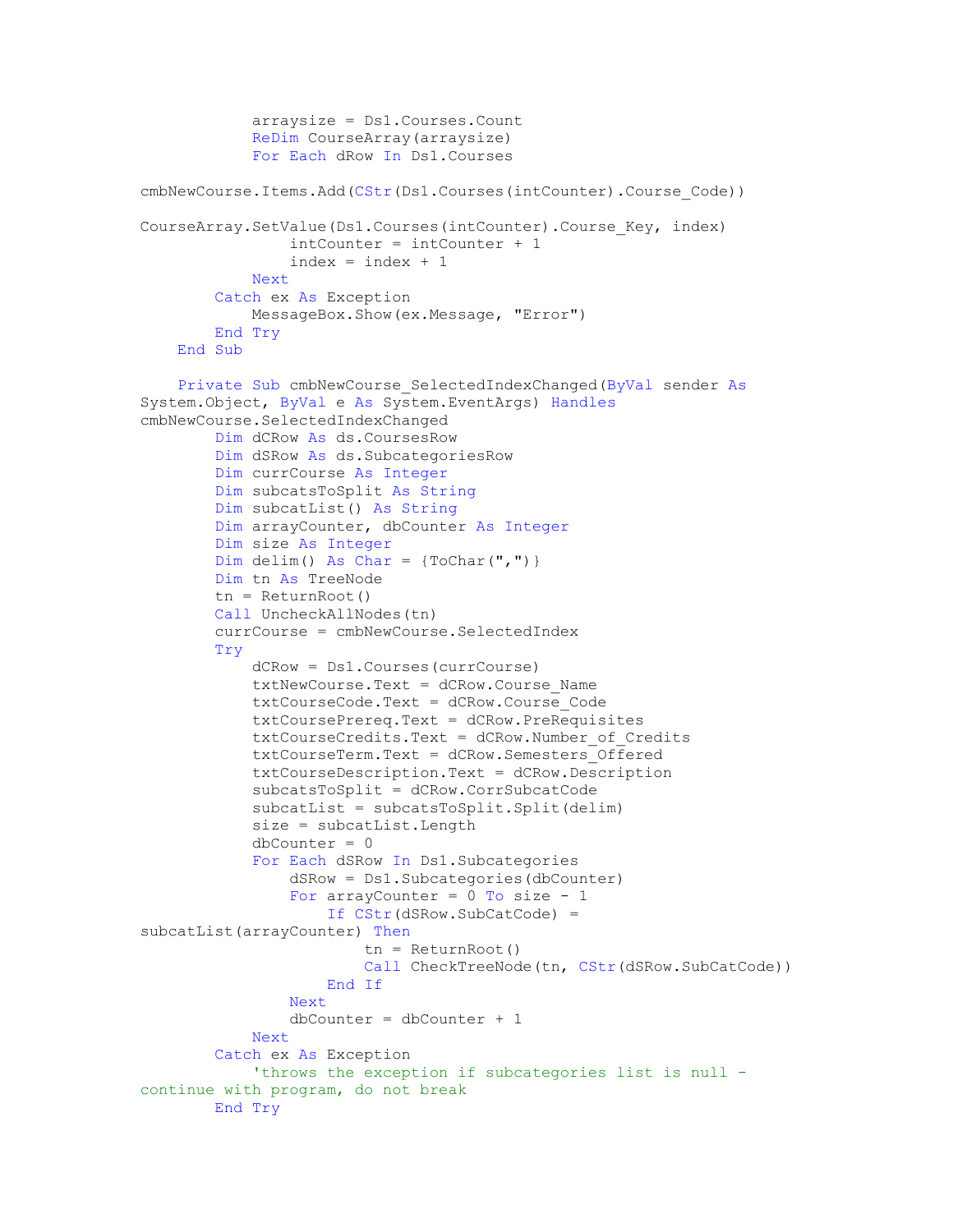```vb
            arraysize = Ds1.Courses.Count
            ReDim CourseArray(arraysize)
            For Each dRow In Ds1.Courses

cmbNewCourse.Items.Add(CStr(Ds1.Courses(intCounter).Course_Code))

CourseArray.SetValue(Ds1.Courses(intCounter).Course_Key, index)
                intCounter = intCounter + 1
                index = index + 1
            Next
        Catch ex As Exception
            MessageBox.Show(ex.Message, "Error")
        End Try
    End Sub

    Private Sub cmbNewCourse_SelectedIndexChanged(ByVal sender As
System.Object, ByVal e As System.EventArgs) Handles
cmbNewCourse.SelectedIndexChanged
        Dim dCRow As ds.CoursesRow
        Dim dSRow As ds.SubcategoriesRow
        Dim currCourse As Integer
        Dim subcatsToSplit As String
        Dim subcatList() As String
        Dim arrayCounter, dbCounter As Integer
        Dim size As Integer
        Dim delim() As Char = {ToChar(",")}
        Dim tn As TreeNode
        tn = ReturnRoot()
        Call UncheckAllNodes(tn)
        currCourse = cmbNewCourse.SelectedIndex
        Try
            dCRow = Ds1.Courses(currCourse)
            txtNewCourse.Text = dCRow.Course_Name
            txtCourseCode.Text = dCRow.Course_Code
            txtCoursePrereq.Text = dCRow.PreRequisites
            txtCourseCredits.Text = dCRow.Number_of_Credits
            txtCourseTerm.Text = dCRow.Semesters_Offered
            txtCourseDescription.Text = dCRow.Description
            subcatsToSplit = dCRow.CorrSubcatCode
            subcatList = subcatsToSplit.Split(delim)
            size = subcatList.Length
            dbCounter = 0
            For Each dSRow In Ds1.Subcategories
                dSRow = Ds1.Subcategories(dbCounter)
                For arrayCounter = 0 To size - 1
                    If CStr(dSRow.SubCatCode) =
subcatList(arrayCounter) Then
                        tn = ReturnRoot()
                        Call CheckTreeNode(tn, CStr(dSRow.SubCatCode))
                    End If
                Next
                dbCounter = dbCounter + 1
            Next
        Catch ex As Exception
            'throws the exception if subcategories list is null -
continue with program, do not break
        End Try
```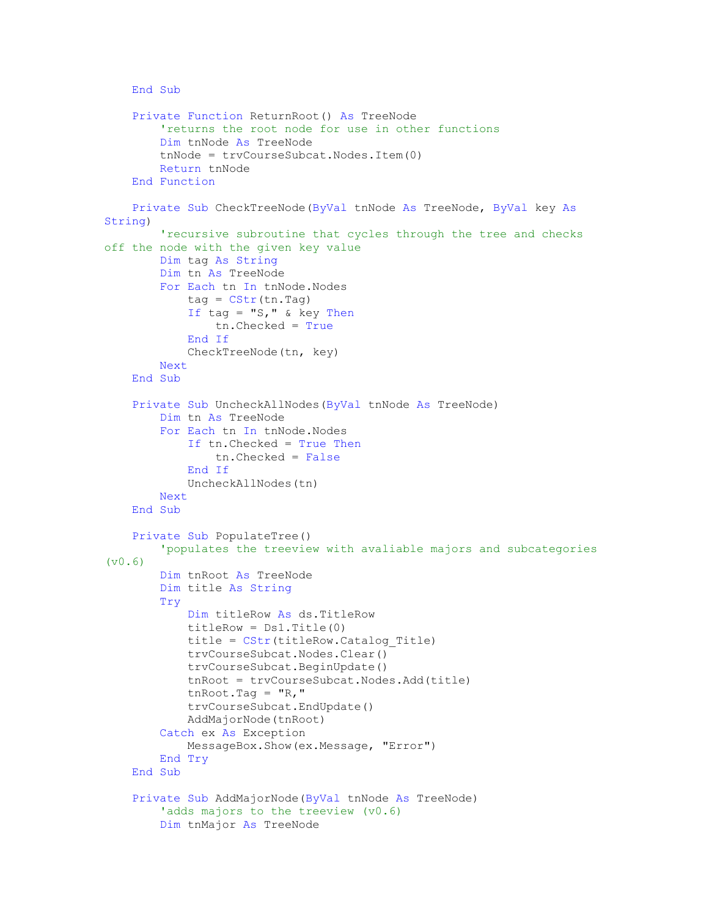```
    End Sub

    Private Function ReturnRoot() As TreeNode
        'returns the root node for use in other functions
        Dim tnNode As TreeNode
        tnNode = trvCourseSubcat.Nodes.Item(0)
        Return tnNode
    End Function

    Private Sub CheckTreeNode(ByVal tnNode As TreeNode, ByVal key As
String)
        'recursive subroutine that cycles through the tree and checks
off the node with the given key value
        Dim tag As String
        Dim tn As TreeNode
        For Each tn In tnNode.Nodes
            tag = CStr(tn.Tag)
            If tag = "S," & key Then
                tn.Checked = True
            End If
            CheckTreeNode(tn, key)
        Next
    End Sub

    Private Sub UncheckAllNodes(ByVal tnNode As TreeNode)
        Dim tn As TreeNode
        For Each tn In tnNode.Nodes
            If tn.Checked = True Then
                tn.Checked = False
            End If
            UncheckAllNodes(tn)
        Next
    End Sub

    Private Sub PopulateTree()
        'populates the treeview with avaliable majors and subcategories
(v0.6)
        Dim tnRoot As TreeNode
        Dim title As String
        Try
            Dim titleRow As ds.TitleRow
            titleRow = Ds1.Title(0)
            title = CStr(titleRow.Catalog_Title)
            trvCourseSubcat.Nodes.Clear()
            trvCourseSubcat.BeginUpdate()
            tnRoot = trvCourseSubcat.Nodes.Add(title)
            tnRoot.Tag = "R,"
            trvCourseSubcat.EndUpdate()
            AddMajorNode(tnRoot)
        Catch ex As Exception
            MessageBox.Show(ex.Message, "Error")
        End Try
    End Sub

    Private Sub AddMajorNode(ByVal tnNode As TreeNode)
        'adds majors to the treeview (v0.6)
        Dim tnMajor As TreeNode
```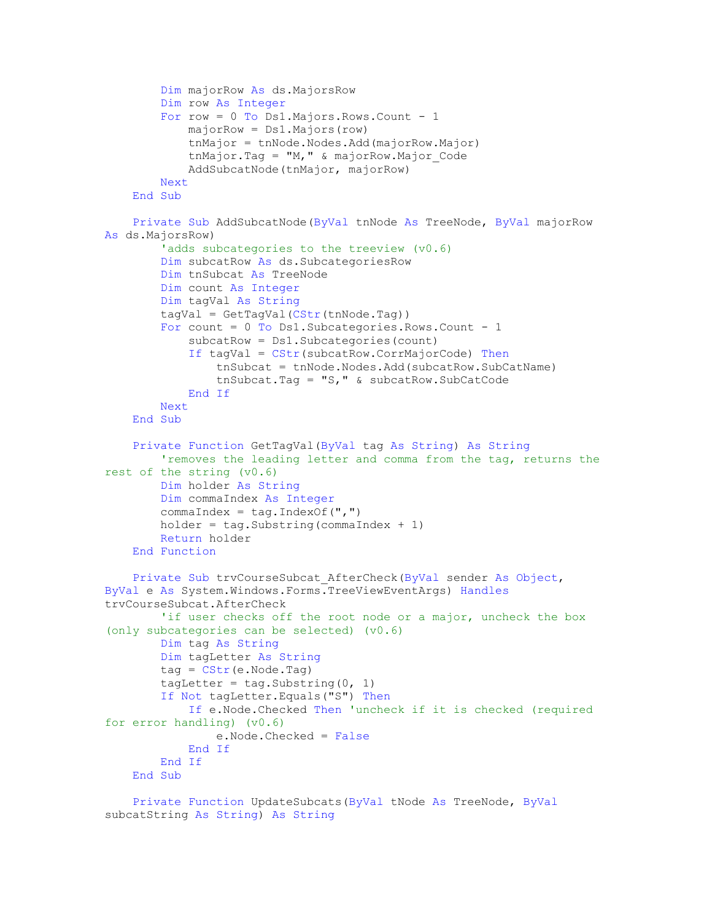```vb
        Dim majorRow As ds.MajorsRow
        Dim row As Integer
        For row = 0 To Ds1.Majors.Rows.Count - 1
            majorRow = Ds1.Majors(row)
            tnMajor = tnNode.Nodes.Add(majorRow.Major)
            tnMajor.Tag = "M," & majorRow.Major_Code
            AddSubcatNode(tnMajor, majorRow)
        Next
    End Sub

    Private Sub AddSubcatNode(ByVal tnNode As TreeNode, ByVal majorRow
As ds.MajorsRow)
        'adds subcategories to the treeview (v0.6)
        Dim subcatRow As ds.SubcategoriesRow
        Dim tnSubcat As TreeNode
        Dim count As Integer
        Dim tagVal As String
        tagVal = GetTagVal(CStr(tnNode.Tag))
        For count = 0 To Ds1.Subcategories.Rows.Count - 1
            subcatRow = Ds1.Subcategories(count)
            If tagVal = CStr(subcatRow.CorrMajorCode) Then
                tnSubcat = tnNode.Nodes.Add(subcatRow.SubCatName)
                tnSubcat.Tag = "S," & subcatRow.SubCatCode
            End If
        Next
    End Sub

    Private Function GetTagVal(ByVal tag As String) As String
        'removes the leading letter and comma from the tag, returns the
rest of the string (v0.6)
        Dim holder As String
        Dim commaIndex As Integer
        commaIndex = tag.IndexOf(",")
        holder = tag.Substring(commaIndex + 1)
        Return holder
    End Function

    Private Sub trvCourseSubcat_AfterCheck(ByVal sender As Object,
ByVal e As System.Windows.Forms.TreeViewEventArgs) Handles
trvCourseSubcat.AfterCheck
        'if user checks off the root node or a major, uncheck the box
(only subcategories can be selected) (v0.6)
        Dim tag As String
        Dim tagLetter As String
        tag = CStr(e.Node.Tag)
        tagLetter = tag.Substring(0, 1)
        If Not tagLetter.Equals("S") Then
            If e.Node.Checked Then 'uncheck if it is checked (required
for error handling) (v0.6)
                e.Node.Checked = False
            End If
        End If
    End Sub

    Private Function UpdateSubcats(ByVal tNode As TreeNode, ByVal
subcatString As String) As String
```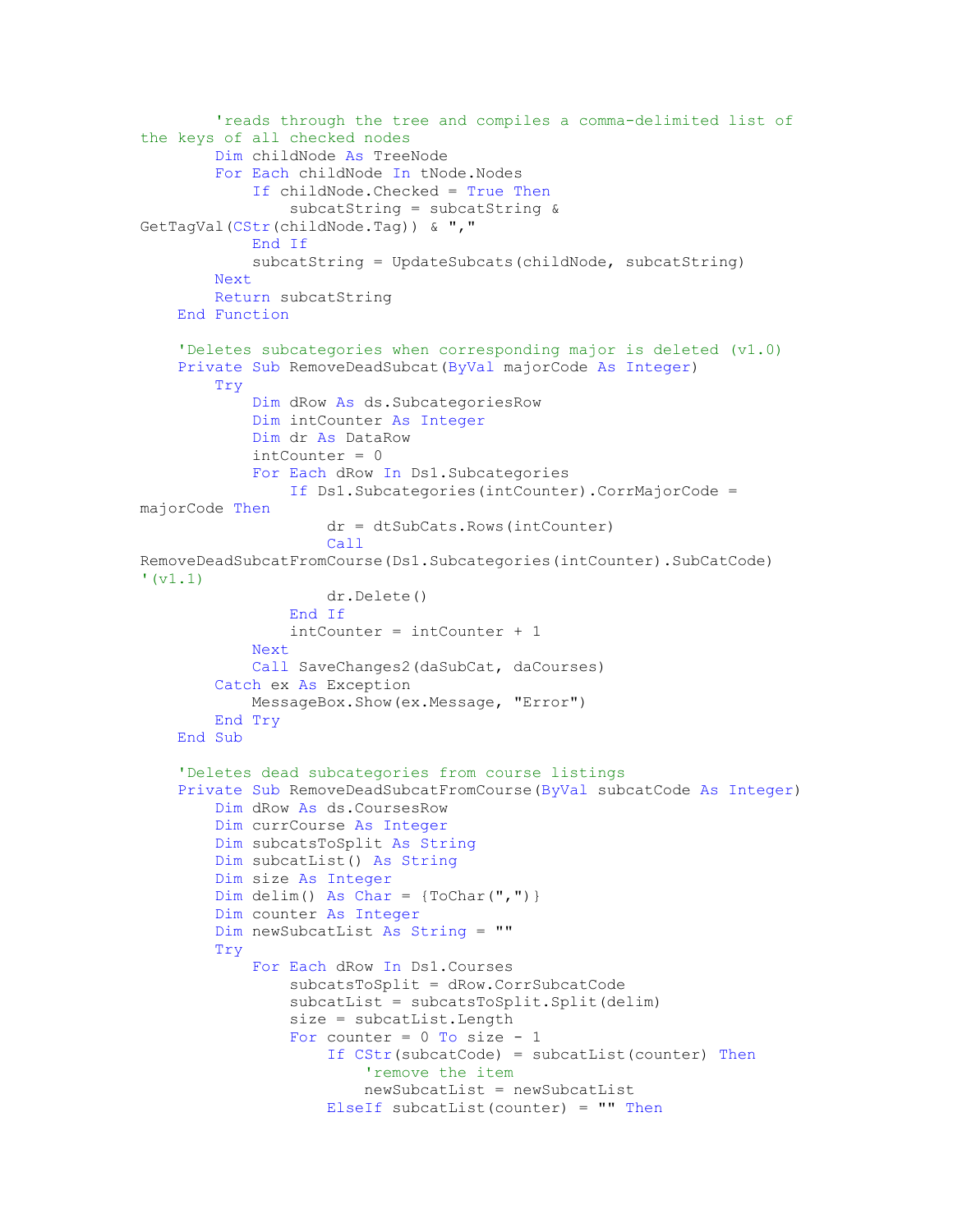```
        'reads through the tree and compiles a comma-delimited list of
the keys of all checked nodes
        Dim childNode As TreeNode
        For Each childNode In tNode.Nodes
            If childNode.Checked = True Then
                subcatString = subcatString &
GetTagVal(CStr(childNode.Tag)) & ","
            End If
            subcatString = UpdateSubcats(childNode, subcatString)
        Next
        Return subcatString
    End Function

    'Deletes subcategories when corresponding major is deleted (v1.0)
    Private Sub RemoveDeadSubcat(ByVal majorCode As Integer)
        Try
            Dim dRow As ds.SubcategoriesRow
            Dim intCounter As Integer
            Dim dr As DataRow
            intCounter = 0
            For Each dRow In Ds1.Subcategories
                If Ds1.Subcategories(intCounter).CorrMajorCode =
majorCode Then
                    dr = dtSubCats.Rows(intCounter)
                    Call
RemoveDeadSubcatFromCourse(Ds1.Subcategories(intCounter).SubCatCode)
'(v1.1)
                    dr.Delete()
                End If
                intCounter = intCounter + 1
            Next
            Call SaveChanges2(daSubCat, daCourses)
        Catch ex As Exception
            MessageBox.Show(ex.Message, "Error")
        End Try
    End Sub

    'Deletes dead subcategories from course listings
    Private Sub RemoveDeadSubcatFromCourse(ByVal subcatCode As Integer)
        Dim dRow As ds.CoursesRow
        Dim currCourse As Integer
        Dim subcatsToSplit As String
        Dim subcatList() As String
        Dim size As Integer
        Dim delim() As Char = {ToChar(",")}
        Dim counter As Integer
        Dim newSubcatList As String = ""
        Try
            For Each dRow In Ds1.Courses
                subcatsToSplit = dRow.CorrSubcatCode
                subcatList = subcatsToSplit.Split(delim)
                size = subcatList.Length
                For counter = 0 To size - 1
                    If CStr(subcatCode) = subcatList(counter) Then
                        'remove the item
                        newSubcatList = newSubcatList
                    ElseIf subcatList(counter) = "" Then
```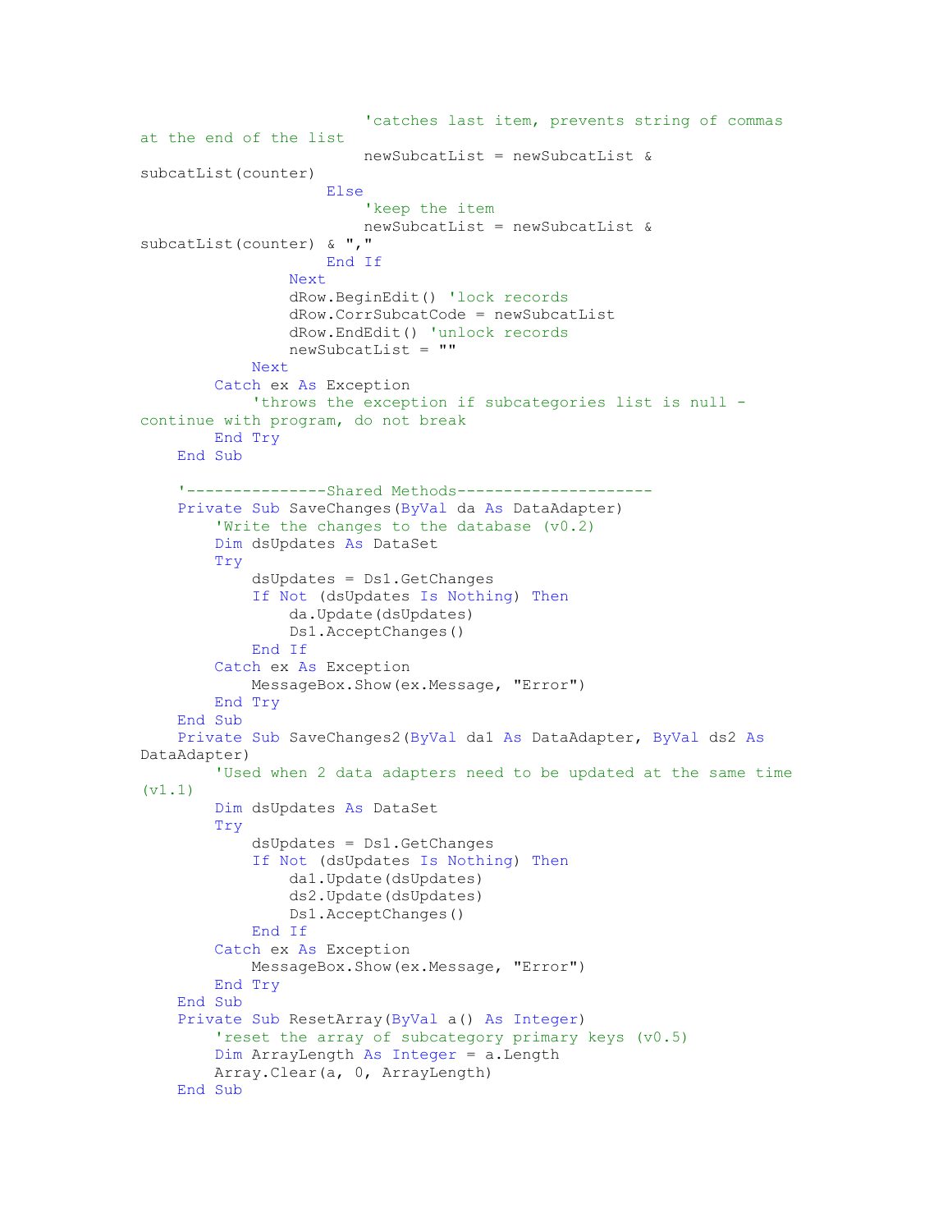```vb
                        'catches last item, prevents string of commas
at the end of the list
                        newSubcatList = newSubcatList &
subcatList(counter)
                    Else
                        'keep the item
                        newSubcatList = newSubcatList &
subcatList(counter) & ","
                    End If
                Next
                dRow.BeginEdit() 'lock records
                dRow.CorrSubcatCode = newSubcatList
                dRow.EndEdit() 'unlock records
                newSubcatList = ""
            Next
        Catch ex As Exception
            'throws the exception if subcategories list is null -
continue with program, do not break
        End Try
    End Sub

    '---------------Shared Methods---------------------
    Private Sub SaveChanges(ByVal da As DataAdapter)
        'Write the changes to the database (v0.2)
        Dim dsUpdates As DataSet
        Try
            dsUpdates = Ds1.GetChanges
            If Not (dsUpdates Is Nothing) Then
                da.Update(dsUpdates)
                Ds1.AcceptChanges()
            End If
        Catch ex As Exception
            MessageBox.Show(ex.Message, "Error")
        End Try
    End Sub
    Private Sub SaveChanges2(ByVal da1 As DataAdapter, ByVal ds2 As
DataAdapter)
        'Used when 2 data adapters need to be updated at the same time
(v1.1)
        Dim dsUpdates As DataSet
        Try
            dsUpdates = Ds1.GetChanges
            If Not (dsUpdates Is Nothing) Then
                da1.Update(dsUpdates)
                ds2.Update(dsUpdates)
                Ds1.AcceptChanges()
            End If
        Catch ex As Exception
            MessageBox.Show(ex.Message, "Error")
        End Try
    End Sub
    Private Sub ResetArray(ByVal a() As Integer)
        'reset the array of subcategory primary keys (v0.5)
        Dim ArrayLength As Integer = a.Length
        Array.Clear(a, 0, ArrayLength)
    End Sub
```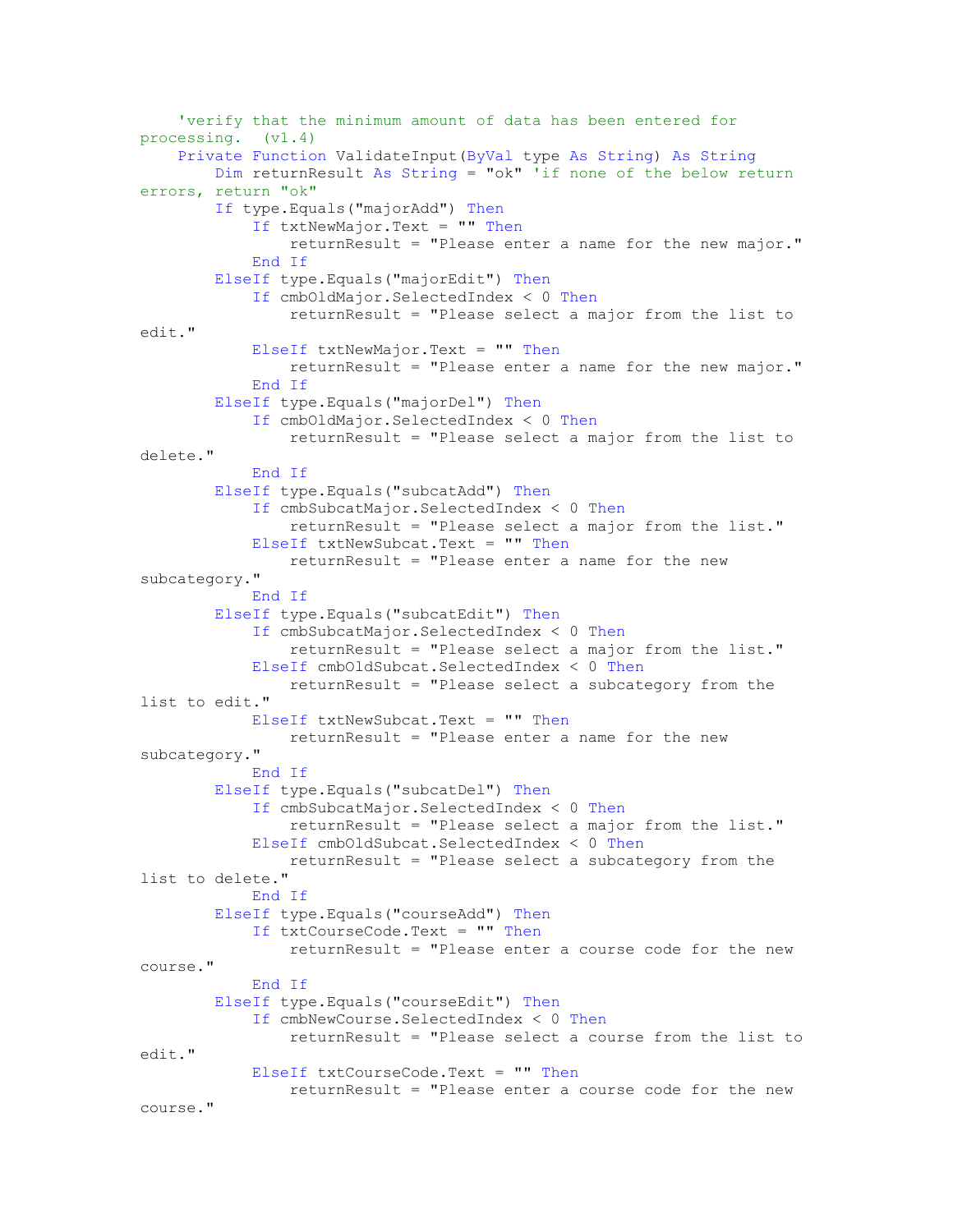```
    'verify that the minimum amount of data has been entered for processing.  (v1.4)
    Private Function ValidateInput(ByVal type As String) As String
        Dim returnResult As String = "ok" 'if none of the below return errors, return "ok"
        If type.Equals("majorAdd") Then
            If txtNewMajor.Text = "" Then
                returnResult = "Please enter a name for the new major."
            End If
        ElseIf type.Equals("majorEdit") Then
            If cmbOldMajor.SelectedIndex < 0 Then
                returnResult = "Please select a major from the list to edit."
            ElseIf txtNewMajor.Text = "" Then
                returnResult = "Please enter a name for the new major."
            End If
        ElseIf type.Equals("majorDel") Then
            If cmbOldMajor.SelectedIndex < 0 Then
                returnResult = "Please select a major from the list to delete."
            End If
        ElseIf type.Equals("subcatAdd") Then
            If cmbSubcatMajor.SelectedIndex < 0 Then
                returnResult = "Please select a major from the list."
            ElseIf txtNewSubcat.Text = "" Then
                returnResult = "Please enter a name for the new subcategory."
            End If
        ElseIf type.Equals("subcatEdit") Then
            If cmbSubcatMajor.SelectedIndex < 0 Then
                returnResult = "Please select a major from the list."
            ElseIf cmbOldSubcat.SelectedIndex < 0 Then
                returnResult = "Please select a subcategory from the list to edit."
            ElseIf txtNewSubcat.Text = "" Then
                returnResult = "Please enter a name for the new subcategory."
            End If
        ElseIf type.Equals("subcatDel") Then
            If cmbSubcatMajor.SelectedIndex < 0 Then
                returnResult = "Please select a major from the list."
            ElseIf cmbOldSubcat.SelectedIndex < 0 Then
                returnResult = "Please select a subcategory from the list to delete."
            End If
        ElseIf type.Equals("courseAdd") Then
            If txtCourseCode.Text = "" Then
                returnResult = "Please enter a course code for the new course."
            End If
        ElseIf type.Equals("courseEdit") Then
            If cmbNewCourse.SelectedIndex < 0 Then
                returnResult = "Please select a course from the list to edit."
            ElseIf txtCourseCode.Text = "" Then
                returnResult = "Please enter a course code for the new course."
```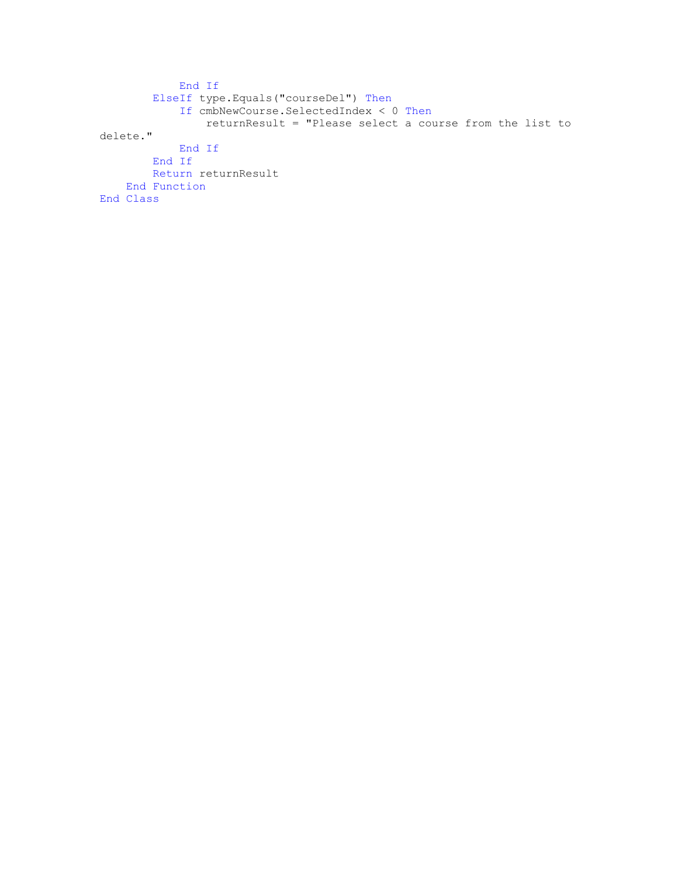```
            End If
        ElseIf type.Equals("courseDel") Then
            If cmbNewCourse.SelectedIndex < 0 Then
                returnResult = "Please select a course from the list to
delete."
            End If
        End If
        Return returnResult
    End Function
End Class
```